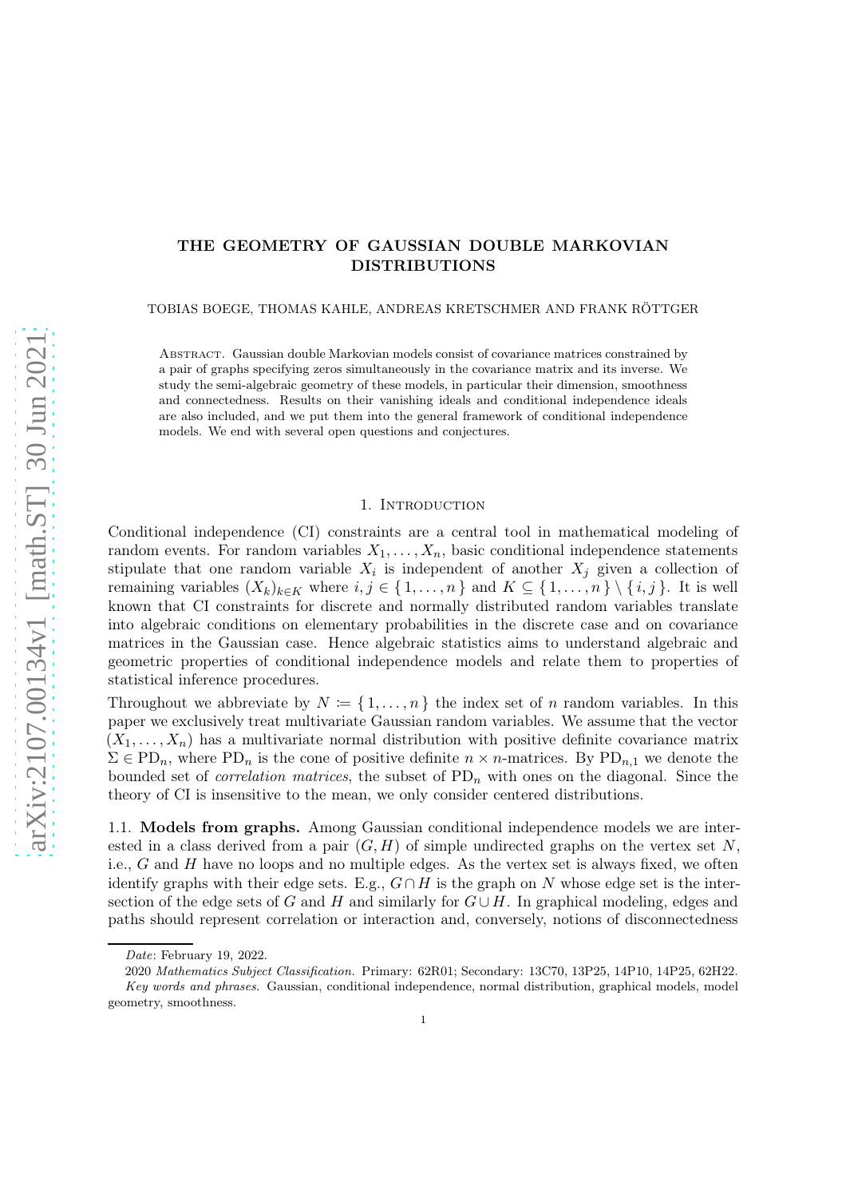# THE GEOMETRY OF GAUSSIAN DOUBLE MARKOVIAN DISTRIBUTIONS

TOBIAS BOEGE, THOMAS KAHLE, ANDREAS KRETSCHMER AND FRANK RÖTTGER

Abstract. Gaussian double Markovian models consist of covariance matrices constrained by a pair of graphs specifying zeros simultaneously in the covariance matrix and its inverse. We study the semi-algebraic geometry of these models, in particular their dimension, smoothness and connectedness. Results on their vanishing ideals and conditional independence ideals are also included, and we put them into the general framework of conditional independence models. We end with several open questions and conjectures.

## 1. Introduction

Conditional independence (CI) constraints are a central tool in mathematical modeling of random events. For random variables $X_1, \ldots, X_n$, basic conditional independence statements stipulate that one random variable $X_i$ is independent of another $X_j$ given a collection of remaining variables $(X_k)_{k \in K}$ where $i, j \in \{1, \ldots, n\}$ and $K \subseteq \{1, \ldots, n\} \setminus \{i, j\}$. It is well known that CI constraints for discrete and normally distributed random variables translate into algebraic conditions on elementary probabilities in the discrete case and on covariance matrices in the Gaussian case. Hence algebraic statistics aims to understand algebraic and geometric properties of conditional independence models and relate them to properties of statistical inference procedures.

Throughout we abbreviate by $N \coloneqq \{1, \ldots, n\}$ the index set of $n$ random variables. In this paper we exclusively treat multivariate Gaussian random variables. We assume that the vector $(X_1, \ldots, X_n)$ has a multivariate normal distribution with positive definite covariance matrix $\Sigma \in \mathrm{PD}_n$, where $\mathrm{PD}_n$ is the cone of positive definite $n \times n$-matrices. By $\mathrm{PD}_{n,1}$ we denote the bounded set of *correlation matrices*, the subset of $\mathrm{PD}_n$ with ones on the diagonal. Since the theory of CI is insensitive to the mean, we only consider centered distributions.

### 1.1. Models from graphs.

Among Gaussian conditional independence models we are interested in a class derived from a pair $(G, H)$ of simple undirected graphs on the vertex set $N$, i.e., $G$ and $H$ have no loops and no multiple edges. As the vertex set is always fixed, we often identify graphs with their edge sets. E.g., $G \cap H$ is the graph on $N$ whose edge set is the intersection of the edge sets of $G$ and $H$ and similarly for $G \cup H$. In graphical modeling, edges and paths should represent correlation or interaction and, conversely, notions of disconnectedness

Date: February 19, 2022.

2020 *Mathematics Subject Classification.* Primary: 62R01; Secondary: 13C70, 13P25, 14P10, 14P25, 62H22.

*Key words and phrases.* Gaussian, conditional independence, normal distribution, graphical models, model geometry, smoothness.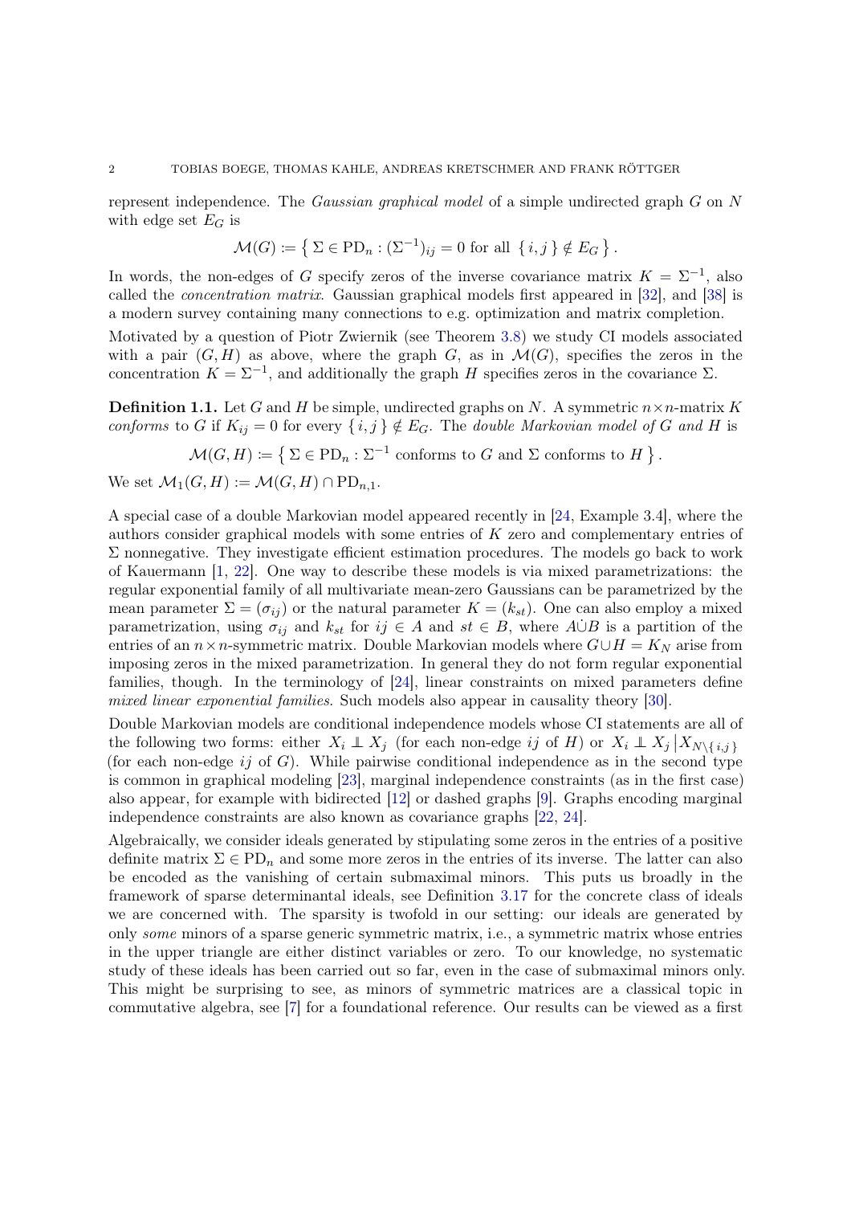represent independence. The *Gaussian graphical model* of a simple undirected graph $G$ on $N$ with edge set $E_G$ is

$$\mathcal{M}(G) := \left\{ \Sigma \in \mathrm{PD}_n : (\Sigma^{-1})_{ij} = 0 \text{ for all } \{ i,j \} \notin E_G \right\}.$$

In words, the non-edges of $G$ specify zeros of the inverse covariance matrix $K = \Sigma^{-1}$, also called the *concentration matrix*. Gaussian graphical models first appeared in [32], and [38] is a modern survey containing many connections to e.g. optimization and matrix completion.

Motivated by a question of Piotr Zwiernik (see Theorem 3.8) we study CI models associated with a pair $(G, H)$ as above, where the graph $G$, as in $\mathcal{M}(G)$, specifies the zeros in the concentration $K = \Sigma^{-1}$, and additionally the graph $H$ specifies zeros in the covariance $\Sigma$.

**Definition 1.1.** Let $G$ and $H$ be simple, undirected graphs on $N$. A symmetric $n \times n$-matrix $K$ *conforms* to $G$ if $K_{ij} = 0$ for every $\{ i,j \} \notin E_G$. The *double Markovian model of $G$ and $H$* is

$$\mathcal{M}(G,H) := \left\{ \Sigma \in \mathrm{PD}_n : \Sigma^{-1} \text{ conforms to } G \text{ and } \Sigma \text{ conforms to } H \right\}.$$

We set $\mathcal{M}_1(G,H) := \mathcal{M}(G,H) \cap \mathrm{PD}_{n,1}$.

A special case of a double Markovian model appeared recently in [24, Example 3.4], where the authors consider graphical models with some entries of $K$ zero and complementary entries of $\Sigma$ nonnegative. They investigate efficient estimation procedures. The models go back to work of Kauermann [1, 22]. One way to describe these models is via mixed parametrizations: the regular exponential family of all multivariate mean-zero Gaussians can be parametrized by the mean parameter $\Sigma = (\sigma_{ij})$ or the natural parameter $K = (k_{st})$. One can also employ a mixed parametrization, using $\sigma_{ij}$ and $k_{st}$ for $ij \in A$ and $st \in B$, where $A \dot\cup B$ is a partition of the entries of an $n \times n$-symmetric matrix. Double Markovian models where $G \cup H = K_N$ arise from imposing zeros in the mixed parametrization. In general they do not form regular exponential families, though. In the terminology of [24], linear constraints on mixed parameters define *mixed linear exponential families*. Such models also appear in causality theory [30].

Double Markovian models are conditional independence models whose CI statements are all of the following two forms: either $X_i \perp\!\!\!\perp X_j$ (for each non-edge $ij$ of $H$) or $X_i \perp\!\!\!\perp X_j \,|\, X_{N \setminus \{ i,j \}}$ (for each non-edge $ij$ of $G$). While pairwise conditional independence as in the second type is common in graphical modeling [23], marginal independence constraints (as in the first case) also appear, for example with bidirected [12] or dashed graphs [9]. Graphs encoding marginal independence constraints are also known as covariance graphs [22, 24].

Algebraically, we consider ideals generated by stipulating some zeros in the entries of a positive definite matrix $\Sigma \in \mathrm{PD}_n$ and some more zeros in the entries of its inverse. The latter can also be encoded as the vanishing of certain submaximal minors. This puts us broadly in the framework of sparse determinantal ideals, see Definition 3.17 for the concrete class of ideals we are concerned with. The sparsity is twofold in our setting: our ideals are generated by only *some* minors of a sparse generic symmetric matrix, i.e., a symmetric matrix whose entries in the upper triangle are either distinct variables or zero. To our knowledge, no systematic study of these ideals has been carried out so far, even in the case of submaximal minors only. This might be surprising to see, as minors of symmetric matrices are a classical topic in commutative algebra, see [7] for a foundational reference. Our results can be viewed as a first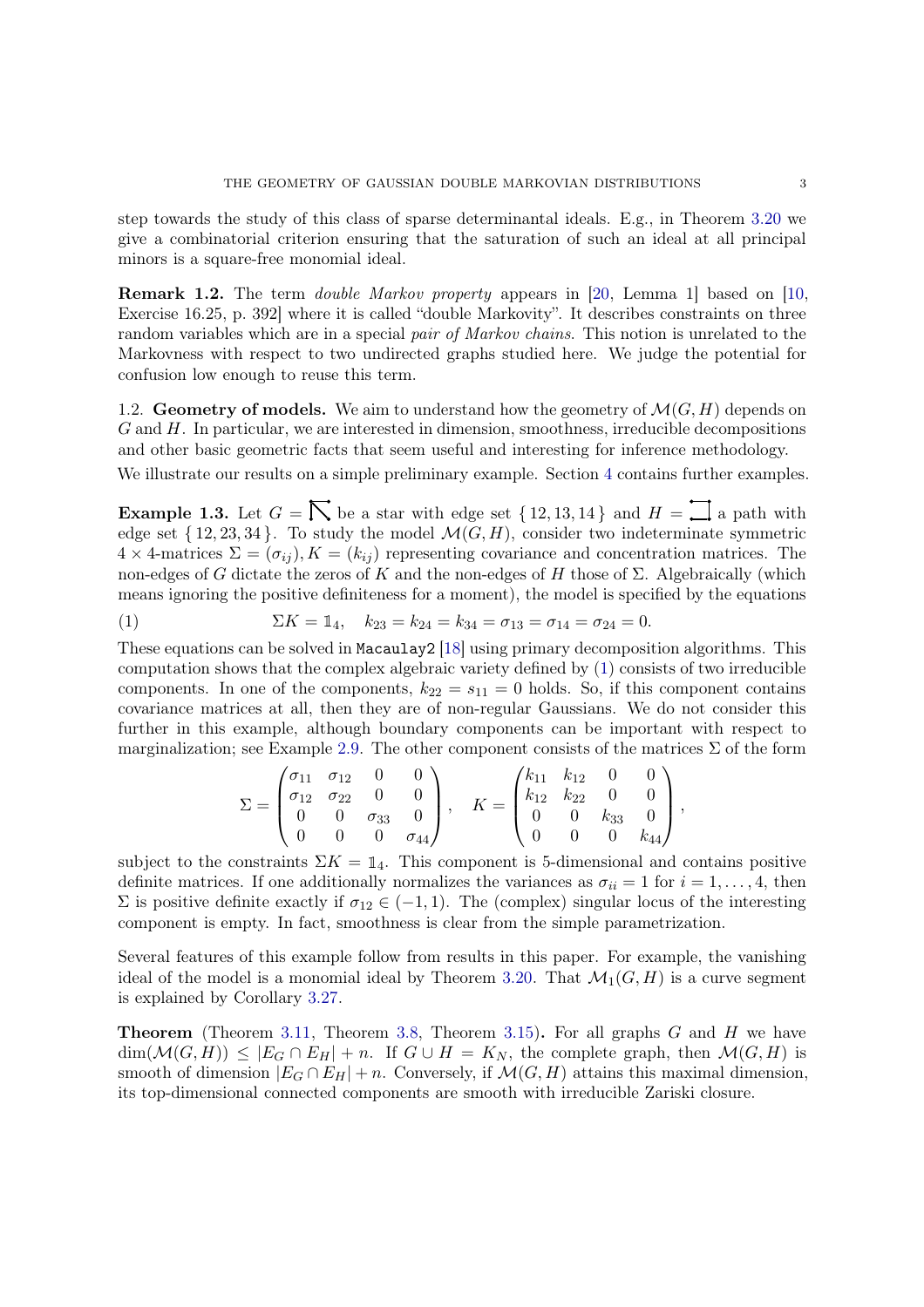step towards the study of this class of sparse determinantal ideals. E.g., in Theorem 3.20 we give a combinatorial criterion ensuring that the saturation of such an ideal at all principal minors is a square-free monomial ideal.

**Remark 1.2.** The term *double Markov property* appears in [20, Lemma 1] based on [10, Exercise 16.25, p. 392] where it is called "double Markovity". It describes constraints on three random variables which are in a special *pair of Markov chains*. This notion is unrelated to the Markovness with respect to two undirected graphs studied here. We judge the potential for confusion low enough to reuse this term.

1.2. **Geometry of models.** We aim to understand how the geometry of $\mathcal{M}(G, H)$ depends on $G$ and $H$. In particular, we are interested in dimension, smoothness, irreducible decompositions and other basic geometric facts that seem useful and interesting for inference methodology.

We illustrate our results on a simple preliminary example. Section 4 contains further examples.

**Example 1.3.** Let $G$ = (star) be a star with edge set $\{12, 13, 14\}$ and $H$ = (path) a path with edge set $\{12, 23, 34\}$. To study the model $\mathcal{M}(G, H)$, consider two indeterminate symmetric $4 \times 4$-matrices $\Sigma = (\sigma_{ij}), K = (k_{ij})$ representing covariance and concentration matrices. The non-edges of $G$ dictate the zeros of $K$ and the non-edges of $H$ those of $\Sigma$. Algebraically (which means ignoring the positive definiteness for a moment), the model is specified by the equations

$$\Sigma K = \mathbb{1}_4, \quad k_{23} = k_{24} = k_{34} = \sigma_{13} = \sigma_{14} = \sigma_{24} = 0. \tag{1}$$

These equations can be solved in Macaulay2 [18] using primary decomposition algorithms. This computation shows that the complex algebraic variety defined by (1) consists of two irreducible components. In one of the components, $k_{22} = s_{11} = 0$ holds. So, if this component contains covariance matrices at all, then they are of non-regular Gaussians. We do not consider this further in this example, although boundary components can be important with respect to marginalization; see Example 2.9. The other component consists of the matrices $\Sigma$ of the form

$$\Sigma = \begin{pmatrix} \sigma_{11} & \sigma_{12} & 0 & 0 \\ \sigma_{12} & \sigma_{22} & 0 & 0 \\ 0 & 0 & \sigma_{33} & 0 \\ 0 & 0 & 0 & \sigma_{44} \end{pmatrix}, \quad K = \begin{pmatrix} k_{11} & k_{12} & 0 & 0 \\ k_{12} & k_{22} & 0 & 0 \\ 0 & 0 & k_{33} & 0 \\ 0 & 0 & 0 & k_{44} \end{pmatrix},$$

subject to the constraints $\Sigma K = \mathbb{1}_4$. This component is 5-dimensional and contains positive definite matrices. If one additionally normalizes the variances as $\sigma_{ii} = 1$ for $i = 1, \dots, 4$, then $\Sigma$ is positive definite exactly if $\sigma_{12} \in (-1, 1)$. The (complex) singular locus of the interesting component is empty. In fact, smoothness is clear from the simple parametrization.

Several features of this example follow from results in this paper. For example, the vanishing ideal of the model is a monomial ideal by Theorem 3.20. That $\mathcal{M}_1(G, H)$ is a curve segment is explained by Corollary 3.27.

**Theorem** (Theorem 3.11, Theorem 3.8, Theorem 3.15)**.** For all graphs $G$ and $H$ we have $\dim(\mathcal{M}(G, H)) \leq |E_G \cap E_H| + n$. If $G \cup H = K_N$, the complete graph, then $\mathcal{M}(G, H)$ is smooth of dimension $|E_G \cap E_H| + n$. Conversely, if $\mathcal{M}(G, H)$ attains this maximal dimension, its top-dimensional connected components are smooth with irreducible Zariski closure.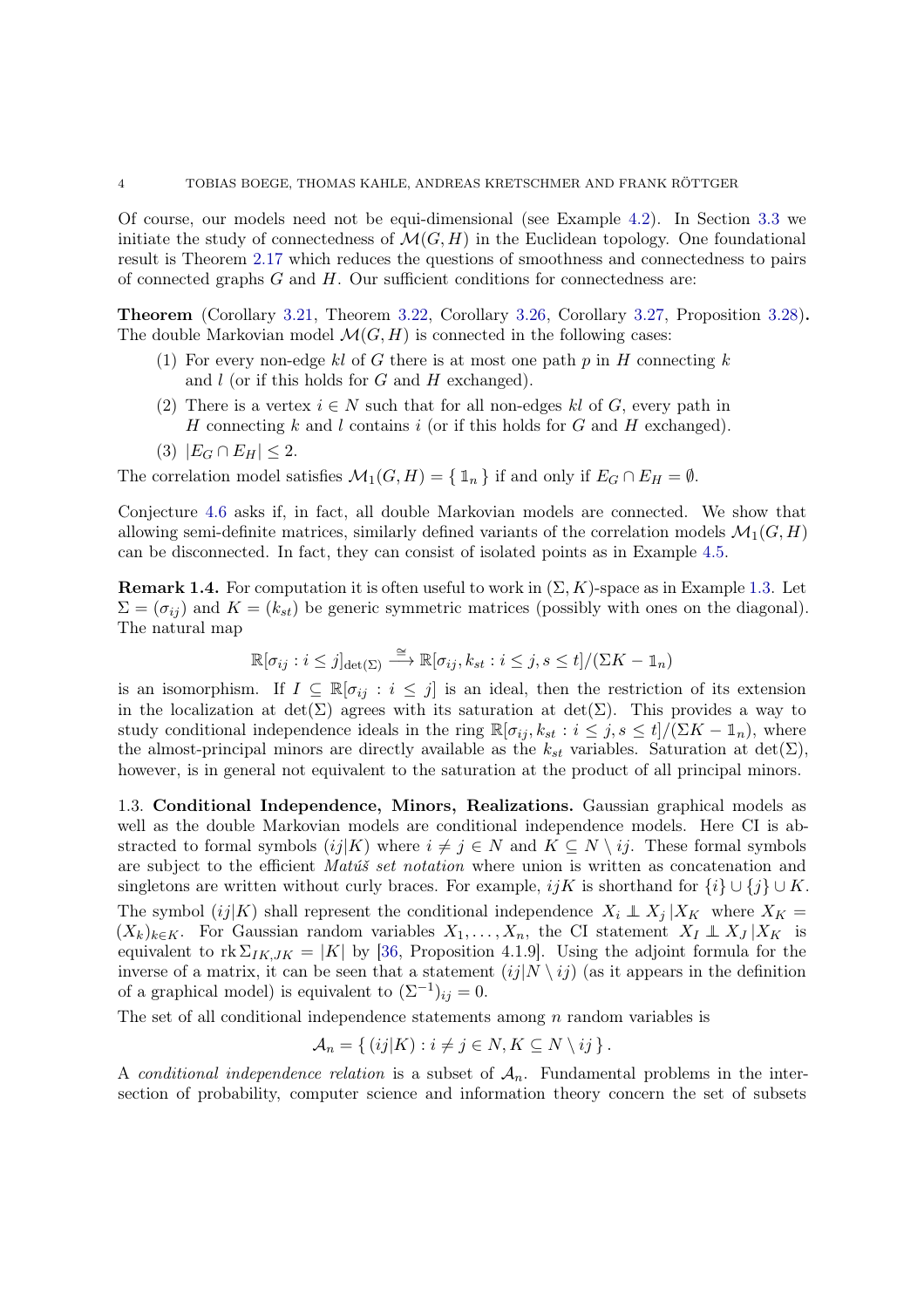Of course, our models need not be equi-dimensional (see Example 4.2). In Section 3.3 we initiate the study of connectedness of $\mathcal{M}(G, H)$ in the Euclidean topology. One foundational result is Theorem 2.17 which reduces the questions of smoothness and connectedness to pairs of connected graphs $G$ and $H$. Our sufficient conditions for connectedness are:

**Theorem** (Corollary 3.21, Theorem 3.22, Corollary 3.26, Corollary 3.27, Proposition 3.28)**.** The double Markovian model $\mathcal{M}(G, H)$ is connected in the following cases:

1. For every non-edge $kl$ of $G$ there is at most one path $p$ in $H$ connecting $k$ and $l$ (or if this holds for $G$ and $H$ exchanged).
2. There is a vertex $i \in N$ such that for all non-edges $kl$ of $G$, every path in $H$ connecting $k$ and $l$ contains $i$ (or if this holds for $G$ and $H$ exchanged).
3. $|E_G \cap E_H| \leq 2$.

The correlation model satisfies $\mathcal{M}_1(G, H) = \{ \mathbb{1}_n \}$ if and only if $E_G \cap E_H = \emptyset$.

Conjecture 4.6 asks if, in fact, all double Markovian models are connected. We show that allowing semi-definite matrices, similarly defined variants of the correlation models $\mathcal{M}_1(G, H)$ can be disconnected. In fact, they can consist of isolated points as in Example 4.5.

**Remark 1.4.** For computation it is often useful to work in $(\Sigma, K)$-space as in Example 1.3. Let $\Sigma = (\sigma_{ij})$ and $K = (k_{st})$ be generic symmetric matrices (possibly with ones on the diagonal). The natural map

$$\mathbb{R}[\sigma_{ij} : i \leq j]_{\det(\Sigma)} \xrightarrow{\cong} \mathbb{R}[\sigma_{ij}, k_{st} : i \leq j, s \leq t]/(\Sigma K - \mathbb{1}_n)$$

is an isomorphism. If $I \subseteq \mathbb{R}[\sigma_{ij} : i \leq j]$ is an ideal, then the restriction of its extension in the localization at $\det(\Sigma)$ agrees with its saturation at $\det(\Sigma)$. This provides a way to study conditional independence ideals in the ring $\mathbb{R}[\sigma_{ij}, k_{st} : i \leq j, s \leq t]/(\Sigma K - \mathbb{1}_n)$, where the almost-principal minors are directly available as the $k_{st}$ variables. Saturation at $\det(\Sigma)$, however, is in general not equivalent to the saturation at the product of all principal minors.

### 1.3. Conditional Independence, Minors, Realizations.

Gaussian graphical models as well as the double Markovian models are conditional independence models. Here CI is abstracted to formal symbols $(ij|K)$ where $i \neq j \in N$ and $K \subseteq N \setminus ij$. These formal symbols are subject to the efficient *Matúš set notation* where union is written as concatenation and singletons are written without curly braces. For example, $ijK$ is shorthand for $\{i\} \cup \{j\} \cup K$. The symbol $(ij|K)$ shall represent the conditional independence $X_i \perp\!\!\!\perp X_j \,|X_K$ where $X_K = (X_k)_{k \in K}$. For Gaussian random variables $X_1, \ldots, X_n$, the CI statement $X_I \perp\!\!\!\perp X_J \,|X_K$ is equivalent to $\operatorname{rk} \Sigma_{IK,JK} = |K|$ by [36, Proposition 4.1.9]. Using the adjoint formula for the inverse of a matrix, it can be seen that a statement $(ij|N \setminus ij)$ (as it appears in the definition of a graphical model) is equivalent to $(\Sigma^{-1})_{ij} = 0$.

The set of all conditional independence statements among $n$ random variables is

$$\mathcal{A}_n = \{ (ij|K) : i \neq j \in N, K \subseteq N \setminus ij \}.$$

A *conditional independence relation* is a subset of $\mathcal{A}_n$. Fundamental problems in the intersection of probability, computer science and information theory concern the set of subsets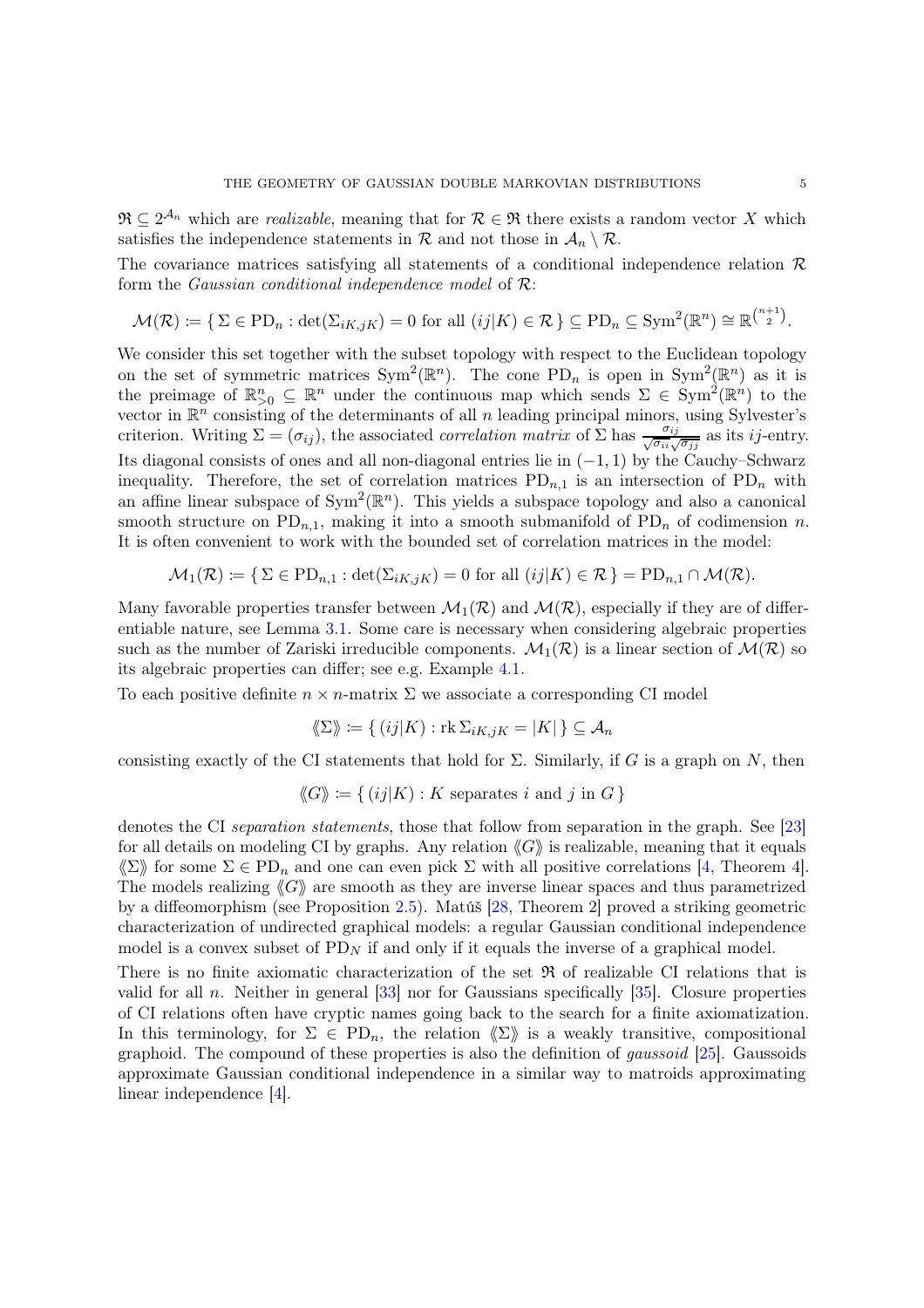$\mathfrak{R} \subseteq 2^{\mathcal{A}_n}$ which are *realizable*, meaning that for $\mathcal{R} \in \mathfrak{R}$ there exists a random vector $X$ which satisfies the independence statements in $\mathcal{R}$ and not those in $\mathcal{A}_n \setminus \mathcal{R}$.

The covariance matrices satisfying all statements of a conditional independence relation $\mathcal{R}$ form the *Gaussian conditional independence model* of $\mathcal{R}$:

$$\mathcal{M}(\mathcal{R}) := \{\, \Sigma \in \mathrm{PD}_n : \det(\Sigma_{iK,jK}) = 0 \text{ for all } (ij|K) \in \mathcal{R} \,\} \subseteq \mathrm{PD}_n \subseteq \mathrm{Sym}^2(\mathbb{R}^n) \cong \mathbb{R}^{\binom{n+1}{2}}.$$

We consider this set together with the subset topology with respect to the Euclidean topology on the set of symmetric matrices $\mathrm{Sym}^2(\mathbb{R}^n)$. The cone $\mathrm{PD}_n$ is open in $\mathrm{Sym}^2(\mathbb{R}^n)$ as it is the preimage of $\mathbb{R}^n_{>0} \subseteq \mathbb{R}^n$ under the continuous map which sends $\Sigma \in \mathrm{Sym}^2(\mathbb{R}^n)$ to the vector in $\mathbb{R}^n$ consisting of the determinants of all $n$ leading principal minors, using Sylvester's criterion. Writing $\Sigma = (\sigma_{ij})$, the associated *correlation matrix* of $\Sigma$ has $\frac{\sigma_{ij}}{\sqrt{\sigma_{ii}}\sqrt{\sigma_{jj}}}$ as its $ij$-entry. Its diagonal consists of ones and all non-diagonal entries lie in $(-1, 1)$ by the Cauchy–Schwarz inequality. Therefore, the set of correlation matrices $\mathrm{PD}_{n,1}$ is an intersection of $\mathrm{PD}_n$ with an affine linear subspace of $\mathrm{Sym}^2(\mathbb{R}^n)$. This yields a subspace topology and also a canonical smooth structure on $\mathrm{PD}_{n,1}$, making it into a smooth submanifold of $\mathrm{PD}_n$ of codimension $n$. It is often convenient to work with the bounded set of correlation matrices in the model:

$$\mathcal{M}_1(\mathcal{R}) := \{\, \Sigma \in \mathrm{PD}_{n,1} : \det(\Sigma_{iK,jK}) = 0 \text{ for all } (ij|K) \in \mathcal{R} \,\} = \mathrm{PD}_{n,1} \cap \mathcal{M}(\mathcal{R}).$$

Many favorable properties transfer between $\mathcal{M}_1(\mathcal{R})$ and $\mathcal{M}(\mathcal{R})$, especially if they are of differentiable nature, see Lemma 3.1. Some care is necessary when considering algebraic properties such as the number of Zariski irreducible components. $\mathcal{M}_1(\mathcal{R})$ is a linear section of $\mathcal{M}(\mathcal{R})$ so its algebraic properties can differ; see e.g. Example 4.1.

To each positive definite $n \times n$-matrix $\Sigma$ we associate a corresponding CI model

$$\langle\!\langle \Sigma \rangle\!\rangle := \{\, (ij|K) : \mathrm{rk}\, \Sigma_{iK,jK} = |K| \,\} \subseteq \mathcal{A}_n$$

consisting exactly of the CI statements that hold for $\Sigma$. Similarly, if $G$ is a graph on $N$, then

$$\langle\!\langle G \rangle\!\rangle := \{\, (ij|K) : K \text{ separates } i \text{ and } j \text{ in } G \,\}$$

denotes the CI *separation statements*, those that follow from separation in the graph. See [23] for all details on modeling CI by graphs. Any relation $\langle\!\langle G \rangle\!\rangle$ is realizable, meaning that it equals $\langle\!\langle \Sigma \rangle\!\rangle$ for some $\Sigma \in \mathrm{PD}_n$ and one can even pick $\Sigma$ with all positive correlations [4, Theorem 4]. The models realizing $\langle\!\langle G \rangle\!\rangle$ are smooth as they are inverse linear spaces and thus parametrized by a diffeomorphism (see Proposition 2.5). Matúš [28, Theorem 2] proved a striking geometric characterization of undirected graphical models: a regular Gaussian conditional independence model is a convex subset of $\mathrm{PD}_N$ if and only if it equals the inverse of a graphical model.

There is no finite axiomatic characterization of the set $\mathfrak{R}$ of realizable CI relations that is valid for all $n$. Neither in general [33] nor for Gaussians specifically [35]. Closure properties of CI relations often have cryptic names going back to the search for a finite axiomatization. In this terminology, for $\Sigma \in \mathrm{PD}_n$, the relation $\langle\!\langle \Sigma \rangle\!\rangle$ is a weakly transitive, compositional graphoid. The compound of these properties is also the definition of *gaussoid* [25]. Gaussoids approximate Gaussian conditional independence in a similar way to matroids approximating linear independence [4].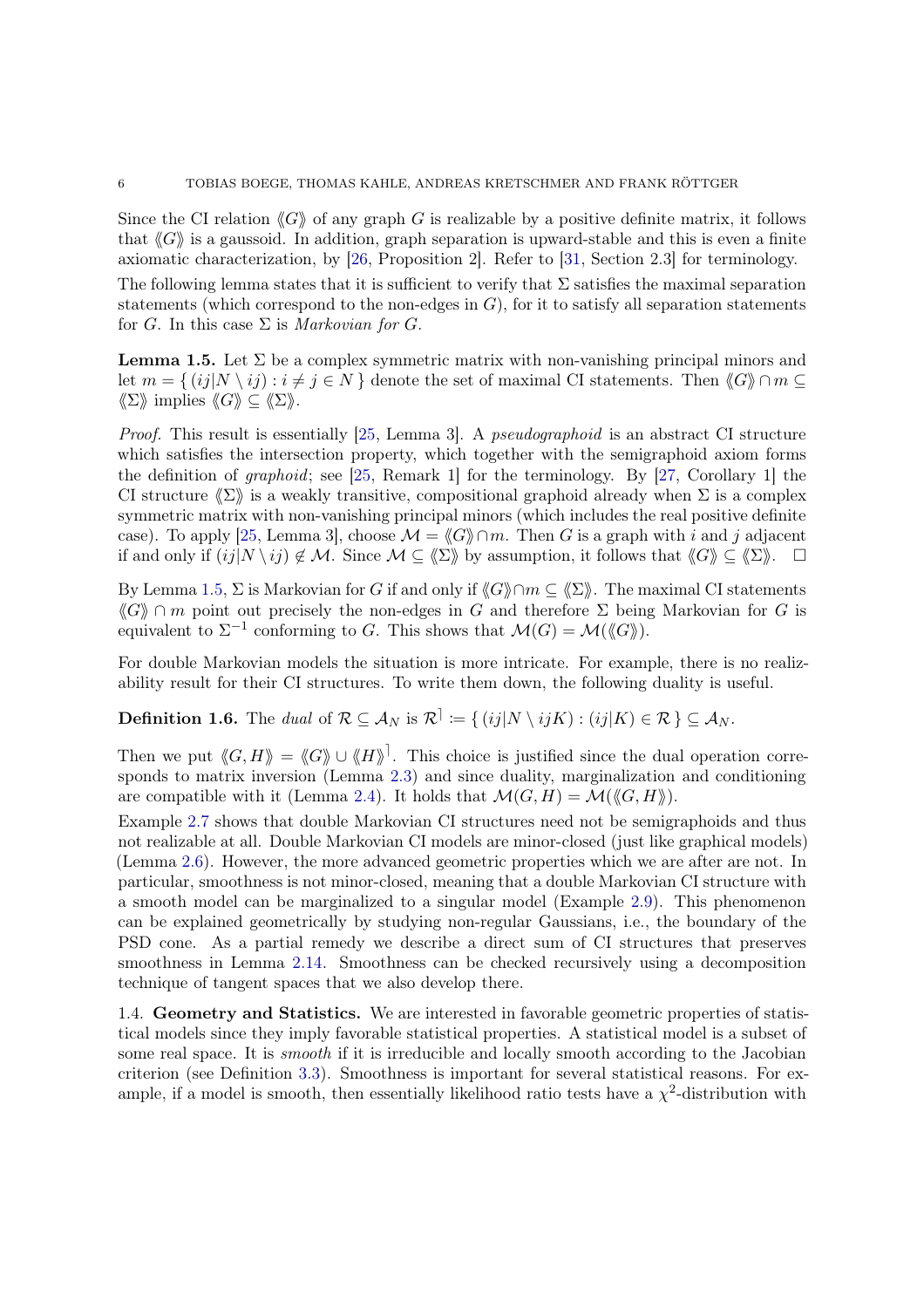Since the CI relation $\langle\!\langle G \rangle\!\rangle$ of any graph $G$ is realizable by a positive definite matrix, it follows that $\langle\!\langle G \rangle\!\rangle$ is a gaussoid. In addition, graph separation is upward-stable and this is even a finite axiomatic characterization, by [26, Proposition 2]. Refer to [31, Section 2.3] for terminology.

The following lemma states that it is sufficient to verify that $\Sigma$ satisfies the maximal separation statements (which correspond to the non-edges in $G$), for it to satisfy all separation statements for $G$. In this case $\Sigma$ is *Markovian for* $G$.

**Lemma 1.5.** Let $\Sigma$ be a complex symmetric matrix with non-vanishing principal minors and let $m = \{ (ij|N \setminus ij) : i \neq j \in N \}$ denote the set of maximal CI statements. Then $\langle\!\langle G \rangle\!\rangle \cap m \subseteq \langle\!\langle \Sigma \rangle\!\rangle$ implies $\langle\!\langle G \rangle\!\rangle \subseteq \langle\!\langle \Sigma \rangle\!\rangle$.

*Proof.* This result is essentially [25, Lemma 3]. A *pseudographoid* is an abstract CI structure which satisfies the intersection property, which together with the semigraphoid axiom forms the definition of *graphoid*; see [25, Remark 1] for the terminology. By [27, Corollary 1] the CI structure $\langle\!\langle \Sigma \rangle\!\rangle$ is a weakly transitive, compositional graphoid already when $\Sigma$ is a complex symmetric matrix with non-vanishing principal minors (which includes the real positive definite case). To apply [25, Lemma 3], choose $\mathcal{M} = \langle\!\langle G \rangle\!\rangle \cap m$. Then $G$ is a graph with $i$ and $j$ adjacent if and only if $(ij|N \setminus ij) \notin \mathcal{M}$. Since $\mathcal{M} \subseteq \langle\!\langle \Sigma \rangle\!\rangle$ by assumption, it follows that $\langle\!\langle G \rangle\!\rangle \subseteq \langle\!\langle \Sigma \rangle\!\rangle$. $\square$

By Lemma 1.5, $\Sigma$ is Markovian for $G$ if and only if $\langle\!\langle G \rangle\!\rangle \cap m \subseteq \langle\!\langle \Sigma \rangle\!\rangle$. The maximal CI statements $\langle\!\langle G \rangle\!\rangle \cap m$ point out precisely the non-edges in $G$ and therefore $\Sigma$ being Markovian for $G$ is equivalent to $\Sigma^{-1}$ conforming to $G$. This shows that $\mathcal{M}(G) = \mathcal{M}(\langle\!\langle G \rangle\!\rangle)$.

For double Markovian models the situation is more intricate. For example, there is no realizability result for their CI structures. To write them down, the following duality is useful.

**Definition 1.6.** The *dual* of $\mathcal{R} \subseteq \mathcal{A}_N$ is $\mathcal{R}^{\rceil} \coloneqq \{ (ij|N \setminus ijK) : (ij|K) \in \mathcal{R} \} \subseteq \mathcal{A}_N$.

Then we put $\langle\!\langle G, H \rangle\!\rangle = \langle\!\langle G \rangle\!\rangle \cup \langle\!\langle H \rangle\!\rangle^{\rceil}$. This choice is justified since the dual operation corresponds to matrix inversion (Lemma 2.3) and since duality, marginalization and conditioning are compatible with it (Lemma 2.4). It holds that $\mathcal{M}(G, H) = \mathcal{M}(\langle\!\langle G, H \rangle\!\rangle)$.

Example 2.7 shows that double Markovian CI structures need not be semigraphoids and thus not realizable at all. Double Markovian CI models are minor-closed (just like graphical models) (Lemma 2.6). However, the more advanced geometric properties which we are after are not. In particular, smoothness is not minor-closed, meaning that a double Markovian CI structure with a smooth model can be marginalized to a singular model (Example 2.9). This phenomenon can be explained geometrically by studying non-regular Gaussians, i.e., the boundary of the PSD cone. As a partial remedy we describe a direct sum of CI structures that preserves smoothness in Lemma 2.14. Smoothness can be checked recursively using a decomposition technique of tangent spaces that we also develop there.

1.4. **Geometry and Statistics.** We are interested in favorable geometric properties of statistical models since they imply favorable statistical properties. A statistical model is a subset of some real space. It is *smooth* if it is irreducible and locally smooth according to the Jacobian criterion (see Definition 3.3). Smoothness is important for several statistical reasons. For example, if a model is smooth, then essentially likelihood ratio tests have a $\chi^2$-distribution with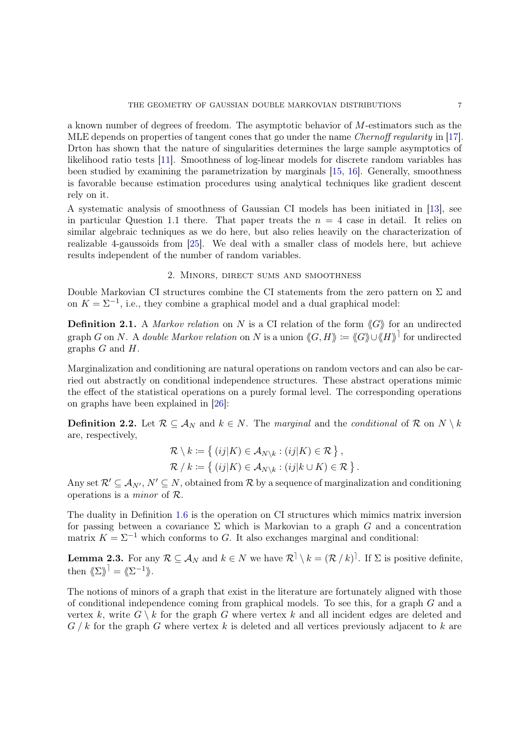a known number of degrees of freedom. The asymptotic behavior of $M$-estimators such as the MLE depends on properties of tangent cones that go under the name *Chernoff regularity* in [17]. Drton has shown that the nature of singularities determines the large sample asymptotics of likelihood ratio tests [11]. Smoothness of log-linear models for discrete random variables has been studied by examining the parametrization by marginals [15, 16]. Generally, smoothness is favorable because estimation procedures using analytical techniques like gradient descent rely on it.

A systematic analysis of smoothness of Gaussian CI models has been initiated in [13], see in particular Question 1.1 there. That paper treats the $n = 4$ case in detail. It relies on similar algebraic techniques as we do here, but also relies heavily on the characterization of realizable 4-gaussoids from [25]. We deal with a smaller class of models here, but achieve results independent of the number of random variables.

## 2. Minors, direct sums and smoothness

Double Markovian CI structures combine the CI statements from the zero pattern on $\Sigma$ and on $K = \Sigma^{-1}$, i.e., they combine a graphical model and a dual graphical model:

**Definition 2.1.** A *Markov relation* on $N$ is a CI relation of the form $\langle\!\langle G \rangle\!\rangle$ for an undirected graph $G$ on $N$. A *double Markov relation* on $N$ is a union $\langle\!\langle G, H \rangle\!\rangle \coloneqq \langle\!\langle G \rangle\!\rangle \cup \langle\!\langle H \rangle\!\rangle^{\rceil}$ for undirected graphs $G$ and $H$.

Marginalization and conditioning are natural operations on random vectors and can also be carried out abstractly on conditional independence structures. These abstract operations mimic the effect of the statistical operations on a purely formal level. The corresponding operations on graphs have been explained in [26]:

**Definition 2.2.** Let $\mathcal{R} \subseteq \mathcal{A}_N$ and $k \in N$. The *marginal* and the *conditional* of $\mathcal{R}$ on $N \setminus k$ are, respectively,

$$\mathcal{R} \setminus k \coloneqq \{ (ij|K) \in \mathcal{A}_{N \setminus k} : (ij|K) \in \mathcal{R} \},$$
$$\mathcal{R} \,/\, k \coloneqq \{ (ij|K) \in \mathcal{A}_{N \setminus k} : (ij|k \cup K) \in \mathcal{R} \}.$$

Any set $\mathcal{R}' \subseteq \mathcal{A}_{N'}$, $N' \subseteq N$, obtained from $\mathcal{R}$ by a sequence of marginalization and conditioning operations is a *minor* of $\mathcal{R}$.

The duality in Definition 1.6 is the operation on CI structures which mimics matrix inversion for passing between a covariance $\Sigma$ which is Markovian to a graph $G$ and a concentration matrix $K = \Sigma^{-1}$ which conforms to $G$. It also exchanges marginal and conditional:

**Lemma 2.3.** For any $\mathcal{R} \subseteq \mathcal{A}_N$ and $k \in N$ we have $\mathcal{R}^{\rceil} \setminus k = (\mathcal{R} \,/\, k)^{\rceil}$. If $\Sigma$ is positive definite, then $\langle\!\langle \Sigma \rangle\!\rangle^{\rceil} = \langle\!\langle \Sigma^{-1} \rangle\!\rangle$.

The notions of minors of a graph that exist in the literature are fortunately aligned with those of conditional independence coming from graphical models. To see this, for a graph $G$ and a vertex $k$, write $G \setminus k$ for the graph $G$ where vertex $k$ and all incident edges are deleted and $G \,/\, k$ for the graph $G$ where vertex $k$ is deleted and all vertices previously adjacent to $k$ are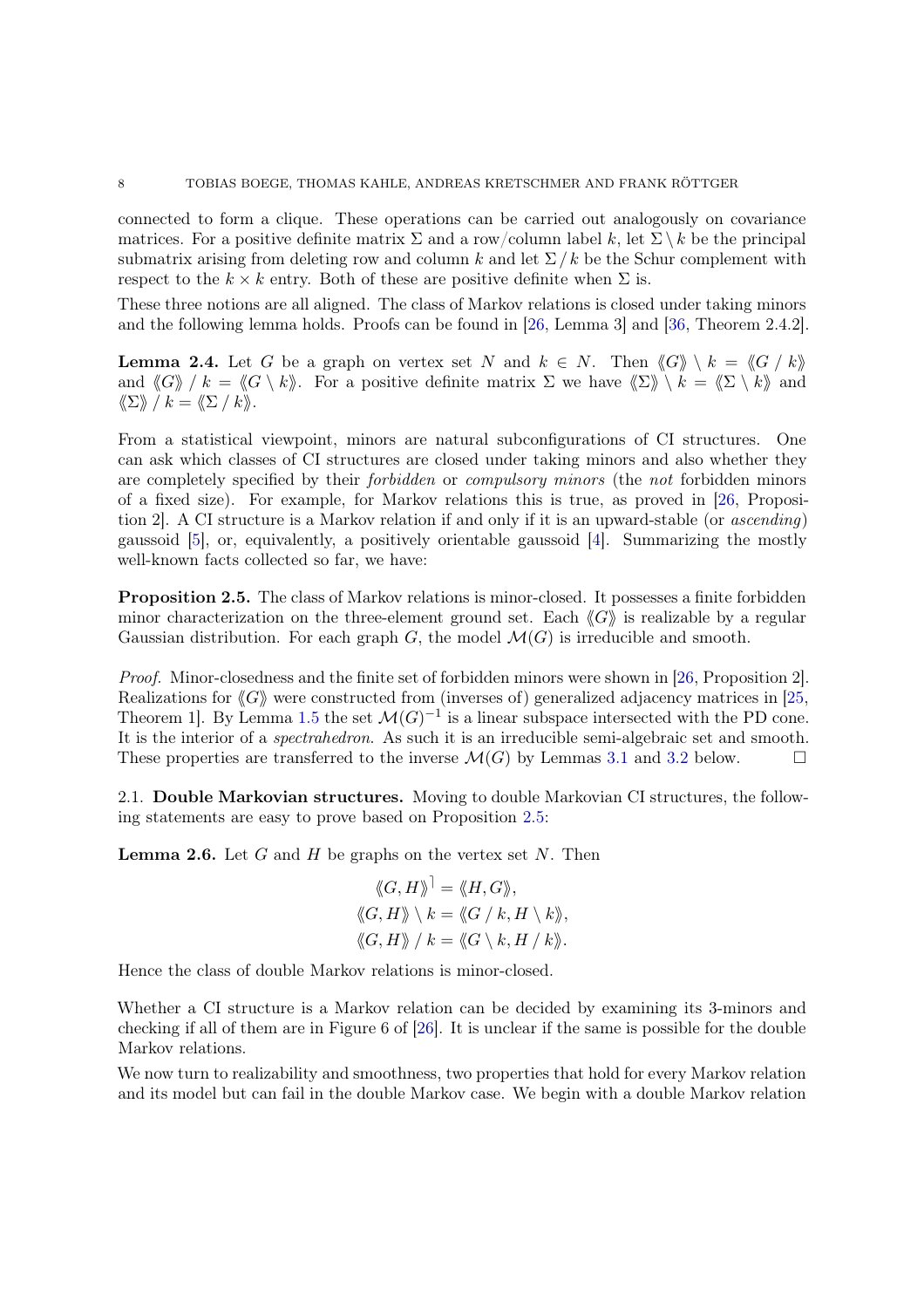connected to form a clique. These operations can be carried out analogously on covariance matrices. For a positive definite matrix $\Sigma$ and a row/column label $k$, let $\Sigma \setminus k$ be the principal submatrix arising from deleting row and column $k$ and let $\Sigma / k$ be the Schur complement with respect to the $k \times k$ entry. Both of these are positive definite when $\Sigma$ is.

These three notions are all aligned. The class of Markov relations is closed under taking minors and the following lemma holds. Proofs can be found in [26, Lemma 3] and [36, Theorem 2.4.2].

**Lemma 2.4.** Let $G$ be a graph on vertex set $N$ and $k \in N$. Then $\langle\!\langle G \rangle\!\rangle \setminus k = \langle\!\langle G / k \rangle\!\rangle$ and $\langle\!\langle G \rangle\!\rangle / k = \langle\!\langle G \setminus k \rangle\!\rangle$. For a positive definite matrix $\Sigma$ we have $\langle\!\langle \Sigma \rangle\!\rangle \setminus k = \langle\!\langle \Sigma \setminus k \rangle\!\rangle$ and $\langle\!\langle \Sigma \rangle\!\rangle / k = \langle\!\langle \Sigma / k \rangle\!\rangle$.

From a statistical viewpoint, minors are natural subconfigurations of CI structures. One can ask which classes of CI structures are closed under taking minors and also whether they are completely specified by their *forbidden* or *compulsory minors* (the *not* forbidden minors of a fixed size). For example, for Markov relations this is true, as proved in [26, Proposition 2]. A CI structure is a Markov relation if and only if it is an upward-stable (or *ascending*) gaussoid [5], or, equivalently, a positively orientable gaussoid [4]. Summarizing the mostly well-known facts collected so far, we have:

**Proposition 2.5.** The class of Markov relations is minor-closed. It possesses a finite forbidden minor characterization on the three-element ground set. Each $\langle\!\langle G \rangle\!\rangle$ is realizable by a regular Gaussian distribution. For each graph $G$, the model $\mathcal{M}(G)$ is irreducible and smooth.

*Proof.* Minor-closedness and the finite set of forbidden minors were shown in [26, Proposition 2]. Realizations for $\langle\!\langle G \rangle\!\rangle$ were constructed from (inverses of) generalized adjacency matrices in [25, Theorem 1]. By Lemma 1.5 the set $\mathcal{M}(G)^{-1}$ is a linear subspace intersected with the PD cone. It is the interior of a *spectrahedron*. As such it is an irreducible semi-algebraic set and smooth. These properties are transferred to the inverse $\mathcal{M}(G)$ by Lemmas 3.1 and 3.2 below. $\square$

## 2.1. Double Markovian structures.

Moving to double Markovian CI structures, the following statements are easy to prove based on Proposition 2.5:

**Lemma 2.6.** Let $G$ and $H$ be graphs on the vertex set $N$. Then

$$\langle\!\langle G, H \rangle\!\rangle^{\rceil} = \langle\!\langle H, G \rangle\!\rangle,$$
$$\langle\!\langle G, H \rangle\!\rangle \setminus k = \langle\!\langle G / k, H \setminus k \rangle\!\rangle,$$
$$\langle\!\langle G, H \rangle\!\rangle / k = \langle\!\langle G \setminus k, H / k \rangle\!\rangle.$$

Hence the class of double Markov relations is minor-closed.

Whether a CI structure is a Markov relation can be decided by examining its 3-minors and checking if all of them are in Figure 6 of [26]. It is unclear if the same is possible for the double Markov relations.

We now turn to realizability and smoothness, two properties that hold for every Markov relation and its model but can fail in the double Markov case. We begin with a double Markov relation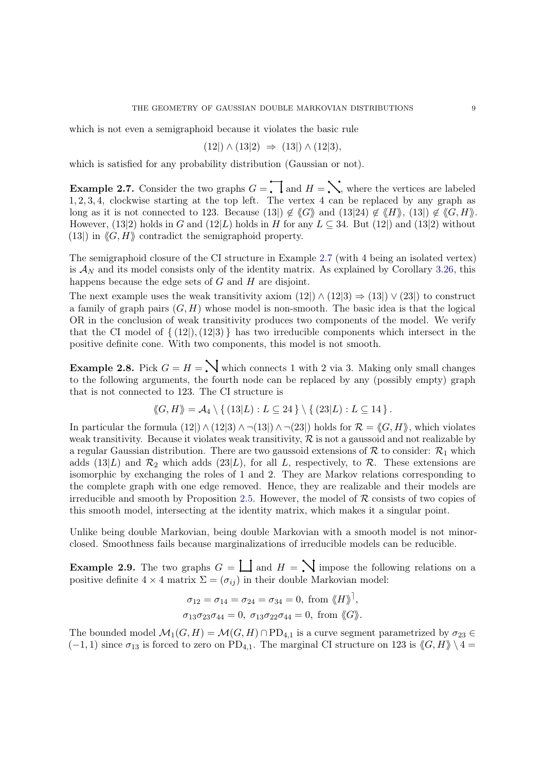which is not even a semigraphoid because it violates the basic rule

$$(12|) \wedge (13|2) \;\Rightarrow\; (13|) \wedge (12|3),$$

which is satisfied for any probability distribution (Gaussian or not).

**Example 2.7.** Consider the two graphs $G =$ and $H =$, where the vertices are labeled $1, 2, 3, 4$, clockwise starting at the top left. The vertex 4 can be replaced by any graph as long as it is not connected to 123. Because $(13|) \notin \langle\!\langle G \rangle\!\rangle$ and $(13|24) \notin \langle\!\langle H \rangle\!\rangle$, $(13|) \notin \langle\!\langle G, H \rangle\!\rangle$. However, $(13|2)$ holds in $G$ and $(12|L)$ holds in $H$ for any $L \subseteq 34$. But $(12|)$ and $(13|2)$ without $(13|)$ in $\langle\!\langle G, H \rangle\!\rangle$ contradict the semigraphoid property.

The semigraphoid closure of the CI structure in Example 2.7 (with 4 being an isolated vertex) is $\mathcal{A}_N$ and its model consists only of the identity matrix. As explained by Corollary 3.26, this happens because the edge sets of $G$ and $H$ are disjoint.

The next example uses the weak transitivity axiom $(12|) \wedge (12|3) \Rightarrow (13|) \vee (23|)$ to construct a family of graph pairs $(G, H)$ whose model is non-smooth. The basic idea is that the logical OR in the conclusion of weak transitivity produces two components of the model. We verify that the CI model of $\{ (12|), (12|3) \}$ has two irreducible components which intersect in the positive definite cone. With two components, this model is not smooth.

**Example 2.8.** Pick $G = H =$ which connects 1 with 2 via 3. Making only small changes to the following arguments, the fourth node can be replaced by any (possibly empty) graph that is not connected to 123. The CI structure is

$$\langle\!\langle G, H \rangle\!\rangle = \mathcal{A}_4 \setminus \{ (13|L) : L \subseteq 24 \} \setminus \{ (23|L) : L \subseteq 14 \}.$$

In particular the formula $(12|) \wedge (12|3) \wedge \neg(13|) \wedge \neg(23|)$ holds for $\mathcal{R} = \langle\!\langle G, H \rangle\!\rangle$, which violates weak transitivity. Because it violates weak transitivity, $\mathcal{R}$ is not a gaussoid and not realizable by a regular Gaussian distribution. There are two gaussoid extensions of $\mathcal{R}$ to consider: $\mathcal{R}_1$ which adds $(13|L)$ and $\mathcal{R}_2$ which adds $(23|L)$, for all $L$, respectively, to $\mathcal{R}$. These extensions are isomorphic by exchanging the roles of 1 and 2. They are Markov relations corresponding to the complete graph with one edge removed. Hence, they are realizable and their models are irreducible and smooth by Proposition 2.5. However, the model of $\mathcal{R}$ consists of two copies of this smooth model, intersecting at the identity matrix, which makes it a singular point.

Unlike being double Markovian, being double Markovian with a smooth model is not minor-closed. Smoothness fails because marginalizations of irreducible models can be reducible.

**Example 2.9.** The two graphs $G =$ and $H =$ impose the following relations on a positive definite $4 \times 4$ matrix $\Sigma = (\sigma_{ij})$ in their double Markovian model:

$$\sigma_{12} = \sigma_{14} = \sigma_{24} = \sigma_{34} = 0, \text{ from } \langle\!\langle H \rangle\!\rangle^{\rceil},$$
$$\sigma_{13}\sigma_{23}\sigma_{44} = 0,\; \sigma_{13}\sigma_{22}\sigma_{44} = 0, \text{ from } \langle\!\langle G \rangle\!\rangle.$$

The bounded model $\mathcal{M}_1(G, H) = \mathcal{M}(G, H) \cap \mathrm{PD}_{4,1}$ is a curve segment parametrized by $\sigma_{23} \in (-1, 1)$ since $\sigma_{13}$ is forced to zero on $\mathrm{PD}_{4,1}$. The marginal CI structure on 123 is $\langle\!\langle G, H \rangle\!\rangle \setminus 4 =$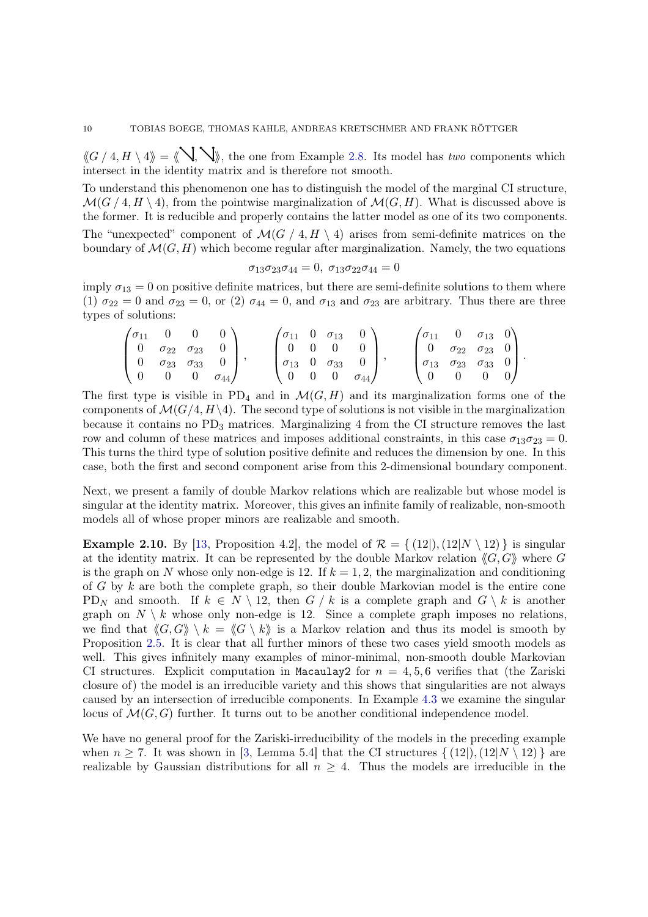$\langle\!\langle G \,/\, 4, H \setminus 4 \rangle\!\rangle = \langle\!\langle \searrow, \searrow \rangle\!\rangle$, the one from Example 2.8. Its model has *two* components which intersect in the identity matrix and is therefore not smooth.

To understand this phenomenon one has to distinguish the model of the marginal CI structure, $\mathcal{M}(G \,/\, 4, H \setminus 4)$, from the pointwise marginalization of $\mathcal{M}(G, H)$. What is discussed above is the former. It is reducible and properly contains the latter model as one of its two components. The "unexpected" component of $\mathcal{M}(G \,/\, 4, H \setminus 4)$ arises from semi-definite matrices on the boundary of $\mathcal{M}(G, H)$ which become regular after marginalization. Namely, the two equations

$$\sigma_{13}\sigma_{23}\sigma_{44} = 0, \; \sigma_{13}\sigma_{22}\sigma_{44} = 0$$

imply $\sigma_{13} = 0$ on positive definite matrices, but there are semi-definite solutions to them where (1) $\sigma_{22} = 0$ and $\sigma_{23} = 0$, or (2) $\sigma_{44} = 0$, and $\sigma_{13}$ and $\sigma_{23}$ are arbitrary. Thus there are three types of solutions:

$$\begin{pmatrix} \sigma_{11} & 0 & 0 & 0 \\ 0 & \sigma_{22} & \sigma_{23} & 0 \\ 0 & \sigma_{23} & \sigma_{33} & 0 \\ 0 & 0 & 0 & \sigma_{44} \end{pmatrix}, \qquad \begin{pmatrix} \sigma_{11} & 0 & \sigma_{13} & 0 \\ 0 & 0 & 0 & 0 \\ \sigma_{13} & 0 & \sigma_{33} & 0 \\ 0 & 0 & 0 & \sigma_{44} \end{pmatrix}, \qquad \begin{pmatrix} \sigma_{11} & 0 & \sigma_{13} & 0 \\ 0 & \sigma_{22} & \sigma_{23} & 0 \\ \sigma_{13} & \sigma_{23} & \sigma_{33} & 0 \\ 0 & 0 & 0 & 0 \end{pmatrix}.$$

The first type is visible in $\mathrm{PD}_4$ and in $\mathcal{M}(G, H)$ and its marginalization forms one of the components of $\mathcal{M}(G/4, H\setminus 4)$. The second type of solutions is not visible in the marginalization because it contains no $\mathrm{PD}_3$ matrices. Marginalizing 4 from the CI structure removes the last row and column of these matrices and imposes additional constraints, in this case $\sigma_{13}\sigma_{23} = 0$. This turns the third type of solution positive definite and reduces the dimension by one. In this case, both the first and second component arise from this 2-dimensional boundary component.

Next, we present a family of double Markov relations which are realizable but whose model is singular at the identity matrix. Moreover, this gives an infinite family of realizable, non-smooth models all of whose proper minors are realizable and smooth.

**Example 2.10.** By [13, Proposition 4.2], the model of $\mathcal{R} = \{ (12|), (12|N \setminus 12) \}$ is singular at the identity matrix. It can be represented by the double Markov relation $\langle\!\langle G, G \rangle\!\rangle$ where $G$ is the graph on $N$ whose only non-edge is 12. If $k = 1, 2$, the marginalization and conditioning of $G$ by $k$ are both the complete graph, so their double Markovian model is the entire cone $\mathrm{PD}_N$ and smooth. If $k \in N \setminus 12$, then $G \,/\, k$ is a complete graph and $G \setminus k$ is another graph on $N \setminus k$ whose only non-edge is 12. Since a complete graph imposes no relations, we find that $\langle\!\langle G, G \rangle\!\rangle \setminus k = \langle\!\langle G \setminus k \rangle\!\rangle$ is a Markov relation and thus its model is smooth by Proposition 2.5. It is clear that all further minors of these two cases yield smooth models as well. This gives infinitely many examples of minor-minimal, non-smooth double Markovian CI structures. Explicit computation in `Macaulay2` for $n = 4, 5, 6$ verifies that (the Zariski closure of) the model is an irreducible variety and this shows that singularities are not always caused by an intersection of irreducible components. In Example 4.3 we examine the singular locus of $\mathcal{M}(G, G)$ further. It turns out to be another conditional independence model.

We have no general proof for the Zariski-irreducibility of the models in the preceding example when $n \geq 7$. It was shown in [3, Lemma 5.4] that the CI structures $\{ (12|), (12|N \setminus 12) \}$ are realizable by Gaussian distributions for all $n \geq 4$. Thus the models are irreducible in the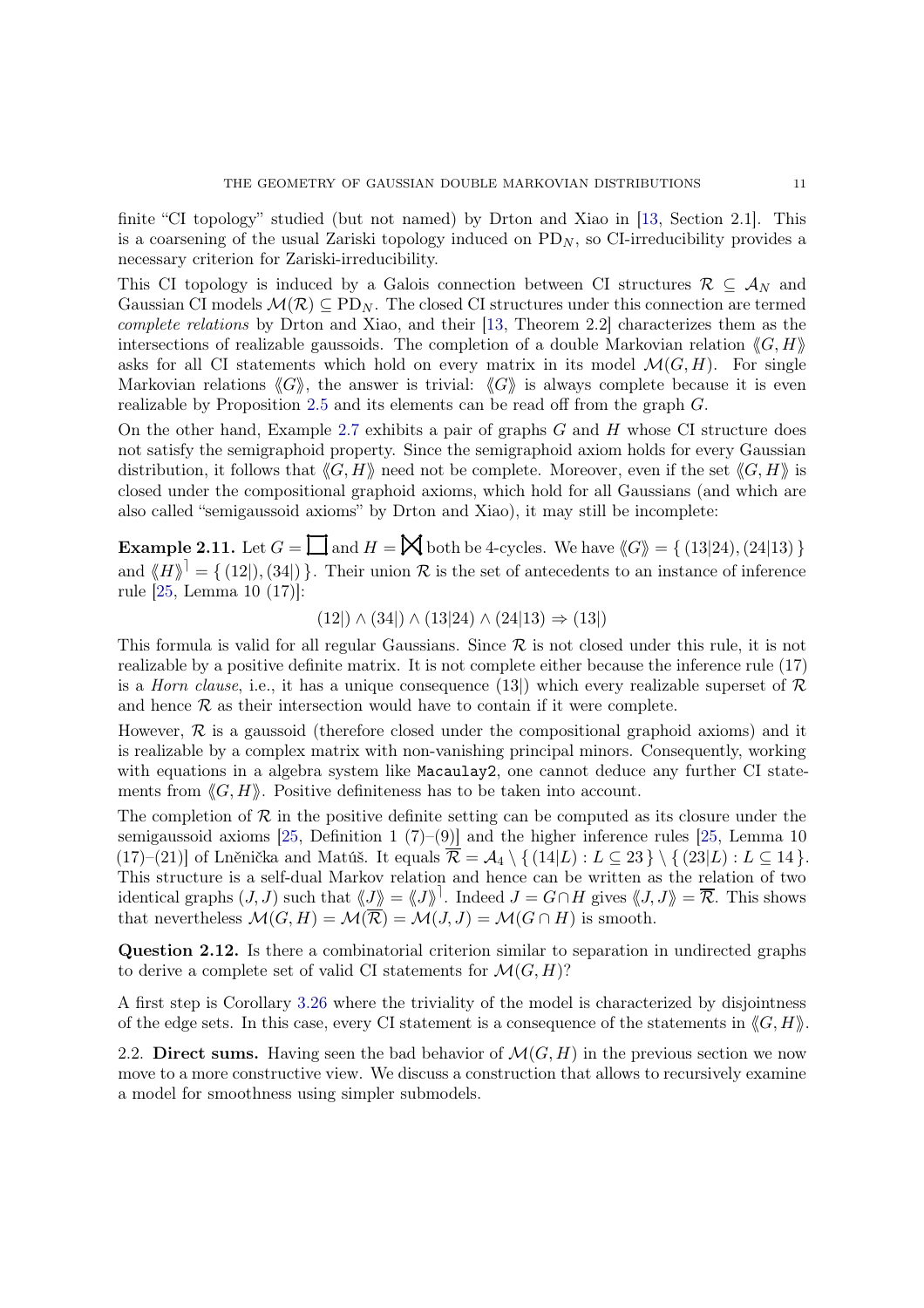finite "CI topology" studied (but not named) by Drton and Xiao in [13, Section 2.1]. This is a coarsening of the usual Zariski topology induced on $\mathrm{PD}_N$, so CI-irreducibility provides a necessary criterion for Zariski-irreducibility.

This CI topology is induced by a Galois connection between CI structures $\mathcal{R} \subseteq \mathcal{A}_N$ and Gaussian CI models $\mathcal{M}(\mathcal{R}) \subseteq \mathrm{PD}_N$. The closed CI structures under this connection are termed *complete relations* by Drton and Xiao, and their [13, Theorem 2.2] characterizes them as the intersections of realizable gaussoids. The completion of a double Markovian relation $\langle\!\langle G, H \rangle\!\rangle$ asks for all CI statements which hold on every matrix in its model $\mathcal{M}(G, H)$. For single Markovian relations $\langle\!\langle G \rangle\!\rangle$, the answer is trivial: $\langle\!\langle G \rangle\!\rangle$ is always complete because it is even realizable by Proposition 2.5 and its elements can be read off from the graph $G$.

On the other hand, Example 2.7 exhibits a pair of graphs $G$ and $H$ whose CI structure does not satisfy the semigraphoid property. Since the semigraphoid axiom holds for every Gaussian distribution, it follows that $\langle\!\langle G, H \rangle\!\rangle$ need not be complete. Moreover, even if the set $\langle\!\langle G, H \rangle\!\rangle$ is closed under the compositional graphoid axioms, which hold for all Gaussians (and which are also called "semigaussoid axioms" by Drton and Xiao), it may still be incomplete:

**Example 2.11.** Let $G = \square$ and $H = \bowtie$ both be 4-cycles. We have $\langle\!\langle G \rangle\!\rangle = \{ (13|24), (24|13) \}$ and $\langle\!\langle H \rangle\!\rangle^{\rceil} = \{ (12|), (34|) \}$. Their union $\mathcal{R}$ is the set of antecedents to an instance of inference rule [25, Lemma 10 (17)]:

$$(12|) \wedge (34|) \wedge (13|24) \wedge (24|13) \Rightarrow (13|)$$

This formula is valid for all regular Gaussians. Since $\mathcal{R}$ is not closed under this rule, it is not realizable by a positive definite matrix. It is not complete either because the inference rule (17) is a *Horn clause*, i.e., it has a unique consequence $(13|)$ which every realizable superset of $\mathcal{R}$ and hence $\mathcal{R}$ as their intersection would have to contain if it were complete.

However, $\mathcal{R}$ is a gaussoid (therefore closed under the compositional graphoid axioms) and it is realizable by a complex matrix with non-vanishing principal minors. Consequently, working with equations in a algebra system like `Macaulay2`, one cannot deduce any further CI statements from $\langle\!\langle G, H \rangle\!\rangle$. Positive definiteness has to be taken into account.

The completion of $\mathcal{R}$ in the positive definite setting can be computed as its closure under the semigaussoid axioms [25, Definition 1 (7)–(9)] and the higher inference rules [25, Lemma 10 (17)–(21)] of Lněnička and Matúš. It equals $\overline{\mathcal{R}} = \mathcal{A}_4 \setminus \{ (14|L) : L \subseteq 23 \} \setminus \{ (23|L) : L \subseteq 14 \}$. This structure is a self-dual Markov relation and hence can be written as the relation of two identical graphs $(J, J)$ such that $\langle\!\langle J \rangle\!\rangle = \langle\!\langle J \rangle\!\rangle^{\rceil}$. Indeed $J = G \cap H$ gives $\langle\!\langle J, J \rangle\!\rangle = \overline{\mathcal{R}}$. This shows that nevertheless $\mathcal{M}(G, H) = \mathcal{M}(\overline{\mathcal{R}}) = \mathcal{M}(J, J) = \mathcal{M}(G \cap H)$ is smooth.

**Question 2.12.** Is there a combinatorial criterion similar to separation in undirected graphs to derive a complete set of valid CI statements for $\mathcal{M}(G, H)$?

A first step is Corollary 3.26 where the triviality of the model is characterized by disjointness of the edge sets. In this case, every CI statement is a consequence of the statements in $\langle\!\langle G, H \rangle\!\rangle$.

## 2.2. Direct sums.

Having seen the bad behavior of $\mathcal{M}(G, H)$ in the previous section we now move to a more constructive view. We discuss a construction that allows to recursively examine a model for smoothness using simpler submodels.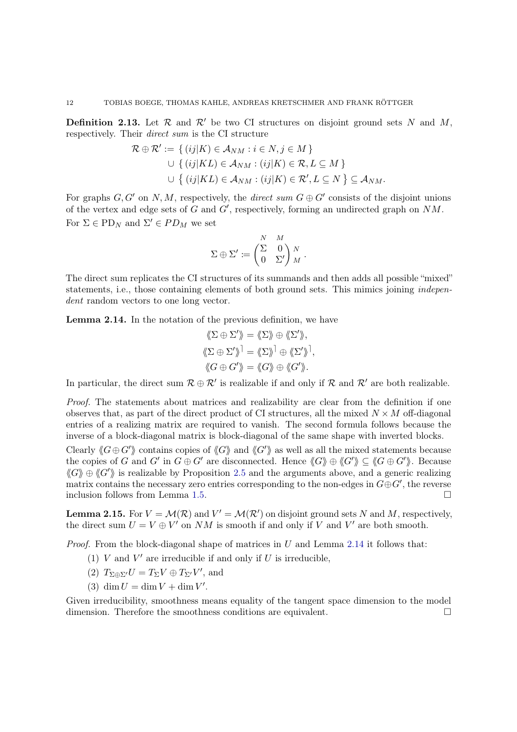**Definition 2.13.** Let $\mathcal{R}$ and $\mathcal{R}'$ be two CI structures on disjoint ground sets $N$ and $M$, respectively. Their *direct sum* is the CI structure

$$
\begin{aligned}
\mathcal{R} \oplus \mathcal{R}' := & \{ (ij|K) \in \mathcal{A}_{NM} : i \in N, j \in M \} \\
& \cup \{ (ij|KL) \in \mathcal{A}_{NM} : (ij|K) \in \mathcal{R}, L \subseteq M \} \\
& \cup \{ (ij|KL) \in \mathcal{A}_{NM} : (ij|K) \in \mathcal{R}', L \subseteq N \} \subseteq \mathcal{A}_{NM}.
\end{aligned}
$$

For graphs $G, G'$ on $N, M$, respectively, the *direct sum* $G \oplus G'$ consists of the disjoint unions of the vertex and edge sets of $G$ and $G'$, respectively, forming an undirected graph on $NM$. For $\Sigma \in \mathrm{PD}_N$ and $\Sigma' \in PD_M$ we set

$$
\Sigma \oplus \Sigma' := \begin{pmatrix} \Sigma & 0 \\ 0 & \Sigma' \end{pmatrix} \begin{matrix} N \\ M \end{matrix}.
$$

(with columns indexed by $N$, $M$)

The direct sum replicates the CI structures of its summands and then adds all possible "mixed" statements, i.e., those containing elements of both ground sets. This mimics joining *independent* random vectors to one long vector.

**Lemma 2.14.** In the notation of the previous definition, we have

$$
\begin{aligned}
\langle\!\langle \Sigma \oplus \Sigma' \rangle\!\rangle &= \langle\!\langle \Sigma \rangle\!\rangle \oplus \langle\!\langle \Sigma' \rangle\!\rangle, \\
\langle\!\langle \Sigma \oplus \Sigma' \rangle\!\rangle^{\rceil} &= \langle\!\langle \Sigma \rangle\!\rangle^{\rceil} \oplus \langle\!\langle \Sigma' \rangle\!\rangle^{\rceil}, \\
\langle\!\langle G \oplus G' \rangle\!\rangle &= \langle\!\langle G \rangle\!\rangle \oplus \langle\!\langle G' \rangle\!\rangle.
\end{aligned}
$$

In particular, the direct sum $\mathcal{R} \oplus \mathcal{R}'$ is realizable if and only if $\mathcal{R}$ and $\mathcal{R}'$ are both realizable.

*Proof.* The statements about matrices and realizability are clear from the definition if one observes that, as part of the direct product of CI structures, all the mixed $N \times M$ off-diagonal entries of a realizing matrix are required to vanish. The second formula follows because the inverse of a block-diagonal matrix is block-diagonal of the same shape with inverted blocks.

Clearly $\langle\!\langle G \oplus G' \rangle\!\rangle$ contains copies of $\langle\!\langle G \rangle\!\rangle$ and $\langle\!\langle G' \rangle\!\rangle$ as well as all the mixed statements because the copies of $G$ and $G'$ in $G \oplus G'$ are disconnected. Hence $\langle\!\langle G \rangle\!\rangle \oplus \langle\!\langle G' \rangle\!\rangle \subseteq \langle\!\langle G \oplus G' \rangle\!\rangle$. Because $\langle\!\langle G \rangle\!\rangle \oplus \langle\!\langle G' \rangle\!\rangle$ is realizable by Proposition 2.5 and the arguments above, and a generic realizing matrix contains the necessary zero entries corresponding to the non-edges in $G \oplus G'$, the reverse inclusion follows from Lemma 1.5. $\square$

**Lemma 2.15.** For $V = \mathcal{M}(\mathcal{R})$ and $V' = \mathcal{M}(\mathcal{R}')$ on disjoint ground sets $N$ and $M$, respectively, the direct sum $U = V \oplus V'$ on $NM$ is smooth if and only if $V$ and $V'$ are both smooth.

*Proof.* From the block-diagonal shape of matrices in $U$ and Lemma 2.14 it follows that:

1. $V$ and $V'$ are irreducible if and only if $U$ is irreducible,
2. $T_{\Sigma \oplus \Sigma'} U = T_\Sigma V \oplus T_{\Sigma'} V'$, and
3. $\dim U = \dim V + \dim V'$.

Given irreducibility, smoothness means equality of the tangent space dimension to the model dimension. Therefore the smoothness conditions are equivalent. $\square$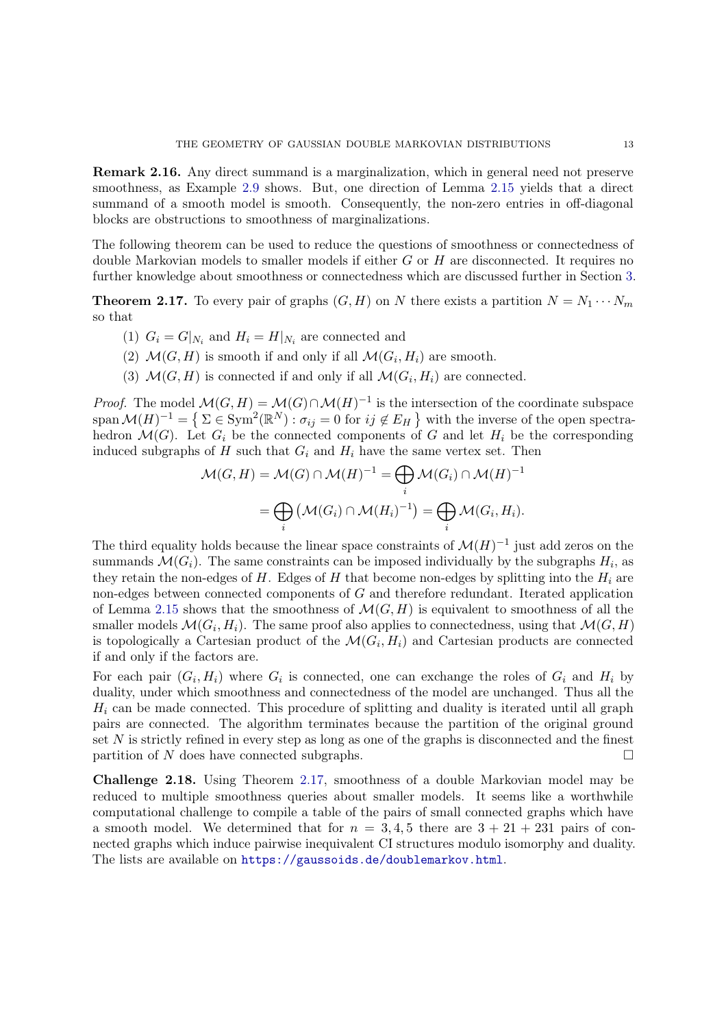**Remark 2.16.** Any direct summand is a marginalization, which in general need not preserve smoothness, as Example 2.9 shows. But, one direction of Lemma 2.15 yields that a direct summand of a smooth model is smooth. Consequently, the non-zero entries in off-diagonal blocks are obstructions to smoothness of marginalizations.

The following theorem can be used to reduce the questions of smoothness or connectedness of double Markovian models to smaller models if either $G$ or $H$ are disconnected. It requires no further knowledge about smoothness or connectedness which are discussed further in Section 3.

**Theorem 2.17.** To every pair of graphs $(G, H)$ on $N$ there exists a partition $N = N_1 \cdots N_m$ so that

1. $G_i = G|_{N_i}$ and $H_i = H|_{N_i}$ are connected and
2. $\mathcal{M}(G, H)$ is smooth if and only if all $\mathcal{M}(G_i, H_i)$ are smooth.
3. $\mathcal{M}(G, H)$ is connected if and only if all $\mathcal{M}(G_i, H_i)$ are connected.

*Proof.* The model $\mathcal{M}(G, H) = \mathcal{M}(G) \cap \mathcal{M}(H)^{-1}$ is the intersection of the coordinate subspace $\operatorname{span} \mathcal{M}(H)^{-1} = \{ \Sigma \in \operatorname{Sym}^2(\mathbb{R}^N) : \sigma_{ij} = 0 \text{ for } ij \notin E_H \}$ with the inverse of the open spectrahedron $\mathcal{M}(G)$. Let $G_i$ be the connected components of $G$ and let $H_i$ be the corresponding induced subgraphs of $H$ such that $G_i$ and $H_i$ have the same vertex set. Then

$$\mathcal{M}(G, H) = \mathcal{M}(G) \cap \mathcal{M}(H)^{-1} = \bigoplus_i \mathcal{M}(G_i) \cap \mathcal{M}(H)^{-1}$$

$$= \bigoplus_i \left( \mathcal{M}(G_i) \cap \mathcal{M}(H_i)^{-1} \right) = \bigoplus_i \mathcal{M}(G_i, H_i).$$

The third equality holds because the linear space constraints of $\mathcal{M}(H)^{-1}$ just add zeros on the summands $\mathcal{M}(G_i)$. The same constraints can be imposed individually by the subgraphs $H_i$, as they retain the non-edges of $H$. Edges of $H$ that become non-edges by splitting into the $H_i$ are non-edges between connected components of $G$ and therefore redundant. Iterated application of Lemma 2.15 shows that the smoothness of $\mathcal{M}(G, H)$ is equivalent to smoothness of all the smaller models $\mathcal{M}(G_i, H_i)$. The same proof also applies to connectedness, using that $\mathcal{M}(G, H)$ is topologically a Cartesian product of the $\mathcal{M}(G_i, H_i)$ and Cartesian products are connected if and only if the factors are.

For each pair $(G_i, H_i)$ where $G_i$ is connected, one can exchange the roles of $G_i$ and $H_i$ by duality, under which smoothness and connectedness of the model are unchanged. Thus all the $H_i$ can be made connected. This procedure of splitting and duality is iterated until all graph pairs are connected. The algorithm terminates because the partition of the original ground set $N$ is strictly refined in every step as long as one of the graphs is disconnected and the finest partition of $N$ does have connected subgraphs. $\square$

**Challenge 2.18.** Using Theorem 2.17, smoothness of a double Markovian model may be reduced to multiple smoothness queries about smaller models. It seems like a worthwhile computational challenge to compile a table of the pairs of small connected graphs which have a smooth model. We determined that for $n = 3, 4, 5$ there are $3 + 21 + 231$ pairs of connected graphs which induce pairwise inequivalent CI structures modulo isomorphy and duality. The lists are available on https://gaussoids.de/doublemarkov.html.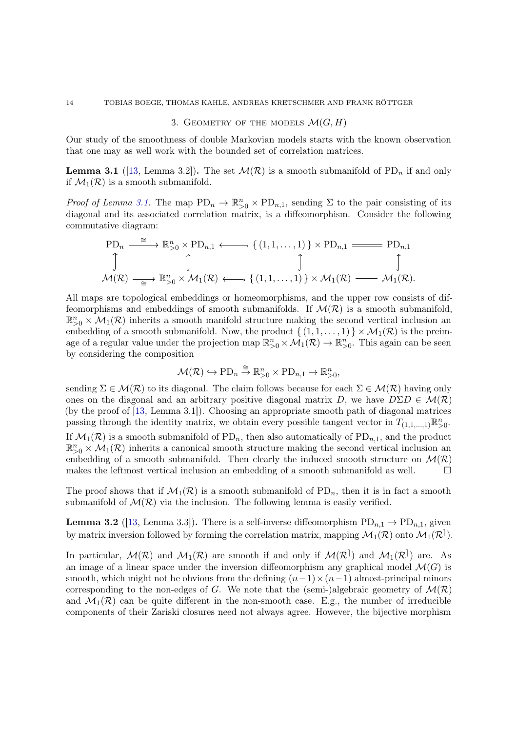## 3. Geometry of the models $\mathcal{M}(G, H)$

Our study of the smoothness of double Markovian models starts with the known observation that one may as well work with the bounded set of correlation matrices.

**Lemma 3.1** ([13, Lemma 3.2]). The set $\mathcal{M}(\mathcal{R})$ is a smooth submanifold of $\mathrm{PD}_n$ if and only if $\mathcal{M}_1(\mathcal{R})$ is a smooth submanifold.

*Proof of Lemma 3.1.* The map $\mathrm{PD}_n \to \mathbb{R}^n_{>0} \times \mathrm{PD}_{n,1}$, sending $\Sigma$ to the pair consisting of its diagonal and its associated correlation matrix, is a diffeomorphism. Consider the following commutative diagram:

$$\begin{array}{ccccccc}
\mathrm{PD}_n & \xrightarrow{\cong} & \mathbb{R}^n_{>0} \times \mathrm{PD}_{n,1} & \longleftarrow & \{(1,1,\dots,1)\} \times \mathrm{PD}_{n,1} & = & \mathrm{PD}_{n,1} \\
\uparrow & & \uparrow & & \uparrow & & \uparrow \\
\mathcal{M}(\mathcal{R}) & \xrightarrow[\cong]{} & \mathbb{R}^n_{>0} \times \mathcal{M}_1(\mathcal{R}) & \longleftarrow & \{(1,1,\dots,1)\} \times \mathcal{M}_1(\mathcal{R}) & \longrightarrow & \mathcal{M}_1(\mathcal{R}).
\end{array}$$

All maps are topological embeddings or homeomorphisms, and the upper row consists of diffeomorphisms and embeddings of smooth submanifolds. If $\mathcal{M}(\mathcal{R})$ is a smooth submanifold, $\mathbb{R}^n_{>0} \times \mathcal{M}_1(\mathcal{R})$ inherits a smooth manifold structure making the second vertical inclusion an embedding of a smooth submanifold. Now, the product $\{(1,1,\dots,1)\} \times \mathcal{M}_1(\mathcal{R})$ is the preimage of a regular value under the projection map $\mathbb{R}^n_{>0} \times \mathcal{M}_1(\mathcal{R}) \to \mathbb{R}^n_{>0}$. This again can be seen by considering the composition

$$\mathcal{M}(\mathcal{R}) \hookrightarrow \mathrm{PD}_n \overset{\cong}{\to} \mathbb{R}^n_{>0} \times \mathrm{PD}_{n,1} \to \mathbb{R}^n_{>0},$$

sending $\Sigma \in \mathcal{M}(\mathcal{R})$ to its diagonal. The claim follows because for each $\Sigma \in \mathcal{M}(\mathcal{R})$ having only ones on the diagonal and an arbitrary positive diagonal matrix $D$, we have $D\Sigma D \in \mathcal{M}(\mathcal{R})$ (by the proof of [13, Lemma 3.1]). Choosing an appropriate smooth path of diagonal matrices passing through the identity matrix, we obtain every possible tangent vector in $T_{(1,1,\dots,1)}\mathbb{R}^n_{>0}$. If $\mathcal{M}_1(\mathcal{R})$ is a smooth submanifold of $\mathrm{PD}_n$, then also automatically of $\mathrm{PD}_{n,1}$, and the product $\mathbb{R}^n_{>0} \times \mathcal{M}_1(\mathcal{R})$ inherits a canonical smooth structure making the second vertical inclusion an embedding of a smooth submanifold. Then clearly the induced smooth structure on $\mathcal{M}(\mathcal{R})$ makes the leftmost vertical inclusion an embedding of a smooth submanifold as well. $\square$

The proof shows that if $\mathcal{M}_1(\mathcal{R})$ is a smooth submanifold of $\mathrm{PD}_n$, then it is in fact a smooth submanifold of $\mathcal{M}(\mathcal{R})$ via the inclusion. The following lemma is easily verified.

**Lemma 3.2** ([13, Lemma 3.3]). There is a self-inverse diffeomorphism $\mathrm{PD}_{n,1} \to \mathrm{PD}_{n,1}$, given by matrix inversion followed by forming the correlation matrix, mapping $\mathcal{M}_1(\mathcal{R})$ onto $\mathcal{M}_1(\mathcal{R}^\rceil)$.

In particular, $\mathcal{M}(\mathcal{R})$ and $\mathcal{M}_1(\mathcal{R})$ are smooth if and only if $\mathcal{M}(\mathcal{R}^\rceil)$ and $\mathcal{M}_1(\mathcal{R}^\rceil)$ are. As an image of a linear space under the inversion diffeomorphism any graphical model $\mathcal{M}(G)$ is smooth, which might not be obvious from the defining $(n-1)\times(n-1)$ almost-principal minors corresponding to the non-edges of $G$. We note that the (semi-)algebraic geometry of $\mathcal{M}(\mathcal{R})$ and $\mathcal{M}_1(\mathcal{R})$ can be quite different in the non-smooth case. E.g., the number of irreducible components of their Zariski closures need not always agree. However, the bijective morphism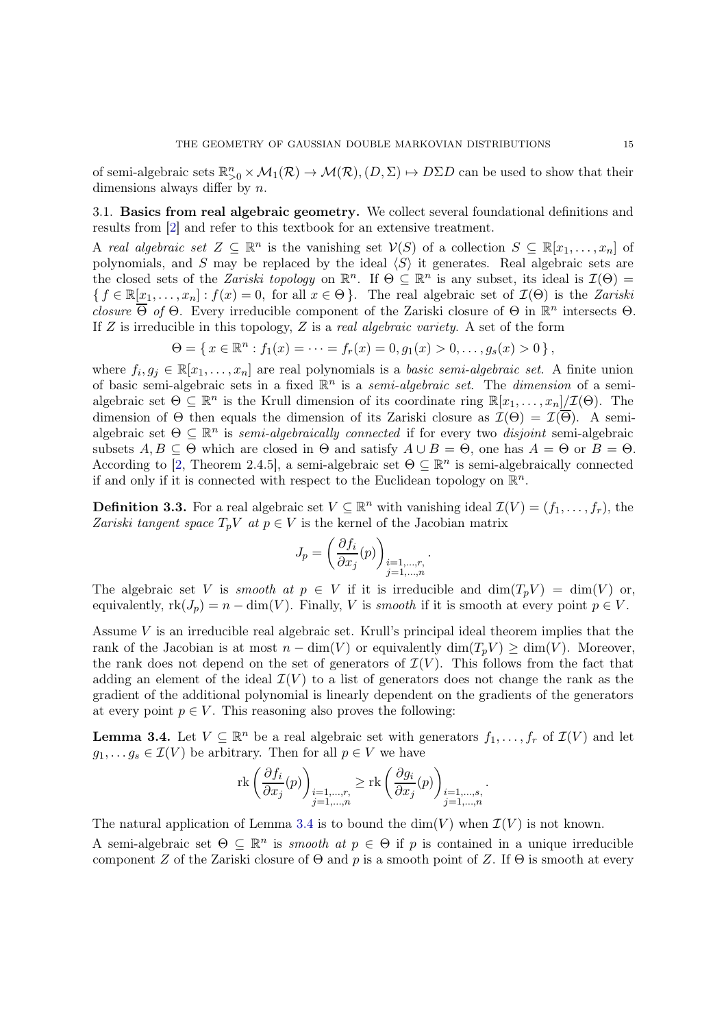of semi-algebraic sets $\mathbb{R}^n_{>0} \times \mathcal{M}_1(\mathcal{R}) \to \mathcal{M}(\mathcal{R}), (D, \Sigma) \mapsto D\Sigma D$ can be used to show that their dimensions always differ by $n$.

### 3.1. Basics from real algebraic geometry.

We collect several foundational definitions and results from [2] and refer to this textbook for an extensive treatment.

A *real algebraic set* $Z \subseteq \mathbb{R}^n$ is the vanishing set $\mathcal{V}(S)$ of a collection $S \subseteq \mathbb{R}[x_1, \ldots, x_n]$ of polynomials, and $S$ may be replaced by the ideal $\langle S \rangle$ it generates. Real algebraic sets are the closed sets of the *Zariski topology* on $\mathbb{R}^n$. If $\Theta \subseteq \mathbb{R}^n$ is any subset, its ideal is $\mathcal{I}(\Theta) = \{ f \in \mathbb{R}[x_1, \ldots, x_n] : f(x) = 0, \text{ for all } x \in \Theta \}$. The real algebraic set of $\mathcal{I}(\Theta)$ is the *Zariski closure* $\overline{\Theta}$ *of* $\Theta$. Every irreducible component of the Zariski closure of $\Theta$ in $\mathbb{R}^n$ intersects $\Theta$. If $Z$ is irreducible in this topology, $Z$ is a *real algebraic variety*. A set of the form

$$\Theta = \{ x \in \mathbb{R}^n : f_1(x) = \cdots = f_r(x) = 0, g_1(x) > 0, \ldots, g_s(x) > 0 \},$$

where $f_i, g_j \in \mathbb{R}[x_1, \ldots, x_n]$ are real polynomials is a *basic semi-algebraic set*. A finite union of basic semi-algebraic sets in a fixed $\mathbb{R}^n$ is a *semi-algebraic set*. The *dimension* of a semi-algebraic set $\Theta \subseteq \mathbb{R}^n$ is the Krull dimension of its coordinate ring $\mathbb{R}[x_1, \ldots, x_n]/\mathcal{I}(\Theta)$. The dimension of $\Theta$ then equals the dimension of its Zariski closure as $\mathcal{I}(\Theta) = \mathcal{I}(\overline{\Theta})$. A semi-algebraic set $\Theta \subseteq \mathbb{R}^n$ is *semi-algebraically connected* if for every two *disjoint* semi-algebraic subsets $A, B \subseteq \Theta$ which are closed in $\Theta$ and satisfy $A \cup B = \Theta$, one has $A = \Theta$ or $B = \Theta$. According to [2, Theorem 2.4.5], a semi-algebraic set $\Theta \subseteq \mathbb{R}^n$ is semi-algebraically connected if and only if it is connected with respect to the Euclidean topology on $\mathbb{R}^n$.

**Definition 3.3.** For a real algebraic set $V \subseteq \mathbb{R}^n$ with vanishing ideal $\mathcal{I}(V) = (f_1, \ldots, f_r)$, the *Zariski tangent space* $T_pV$ *at* $p \in V$ is the kernel of the Jacobian matrix

$$J_p = \left( \frac{\partial f_i}{\partial x_j}(p) \right)_{\substack{i=1,\ldots,r,\\ j=1,\ldots,n}}.$$

The algebraic set $V$ is *smooth at* $p \in V$ if it is irreducible and $\dim(T_pV) = \dim(V)$ or, equivalently, $\mathrm{rk}(J_p) = n - \dim(V)$. Finally, $V$ is *smooth* if it is smooth at every point $p \in V$.

Assume $V$ is an irreducible real algebraic set. Krull's principal ideal theorem implies that the rank of the Jacobian is at most $n - \dim(V)$ or equivalently $\dim(T_pV) \geq \dim(V)$. Moreover, the rank does not depend on the set of generators of $\mathcal{I}(V)$. This follows from the fact that adding an element of the ideal $\mathcal{I}(V)$ to a list of generators does not change the rank as the gradient of the additional polynomial is linearly dependent on the gradients of the generators at every point $p \in V$. This reasoning also proves the following:

**Lemma 3.4.** Let $V \subseteq \mathbb{R}^n$ be a real algebraic set with generators $f_1, \ldots, f_r$ of $\mathcal{I}(V)$ and let $g_1, \ldots g_s \in \mathcal{I}(V)$ be arbitrary. Then for all $p \in V$ we have

$$\mathrm{rk} \left( \frac{\partial f_i}{\partial x_j}(p) \right)_{\substack{i=1,\ldots,r,\\ j=1,\ldots,n}} \geq \mathrm{rk} \left( \frac{\partial g_i}{\partial x_j}(p) \right)_{\substack{i=1,\ldots,s,\\ j=1,\ldots,n}}.$$

The natural application of Lemma 3.4 is to bound the $\dim(V)$ when $\mathcal{I}(V)$ is not known.

A semi-algebraic set $\Theta \subseteq \mathbb{R}^n$ is *smooth at* $p \in \Theta$ if $p$ is contained in a unique irreducible component $Z$ of the Zariski closure of $\Theta$ and $p$ is a smooth point of $Z$. If $\Theta$ is smooth at every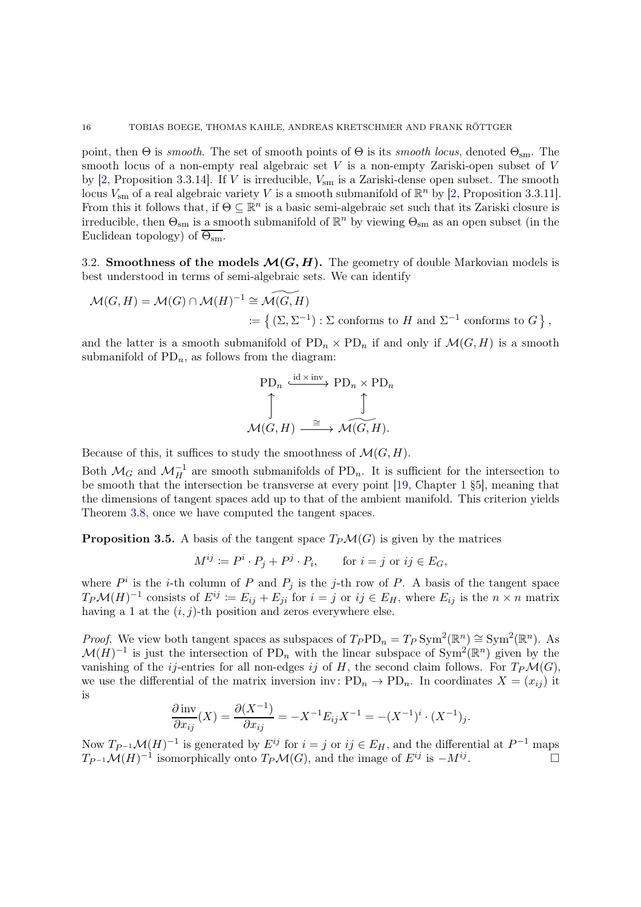point, then $\Theta$ is *smooth*. The set of smooth points of $\Theta$ is its *smooth locus*, denoted $\Theta_{\mathrm{sm}}$. The smooth locus of a non-empty real algebraic set $V$ is a non-empty Zariski-open subset of $V$ by [2, Proposition 3.3.14]. If $V$ is irreducible, $V_{\mathrm{sm}}$ is a Zariski-dense open subset. The smooth locus $V_{\mathrm{sm}}$ of a real algebraic variety $V$ is a smooth submanifold of $\mathbb{R}^n$ by [2, Proposition 3.3.11]. From this it follows that, if $\Theta \subseteq \mathbb{R}^n$ is a basic semi-algebraic set such that its Zariski closure is irreducible, then $\Theta_{\mathrm{sm}}$ is a smooth submanifold of $\mathbb{R}^n$ by viewing $\Theta_{\mathrm{sm}}$ as an open subset (in the Euclidean topology) of $\overline{\Theta_{\mathrm{sm}}}$.

3.2. **Smoothness of the models $\boldsymbol{\mathcal{M}(G,H)}$.** The geometry of double Markovian models is best understood in terms of semi-algebraic sets. We can identify

$$
\begin{aligned}
\mathcal{M}(G,H) = \mathcal{M}(G) \cap \mathcal{M}(H)^{-1} &\cong \widetilde{\mathcal{M}(G,H)} \\
&\coloneqq \left\{ (\Sigma, \Sigma^{-1}) : \Sigma \text{ conforms to } H \text{ and } \Sigma^{-1} \text{ conforms to } G \right\},
\end{aligned}
$$

and the latter is a smooth submanifold of $\mathrm{PD}_n \times \mathrm{PD}_n$ if and only if $\mathcal{M}(G,H)$ is a smooth submanifold of $\mathrm{PD}_n$, as follows from the diagram:

$$
\begin{array}{ccc}
\mathrm{PD}_n & \xhookrightarrow{\mathrm{id} \times \mathrm{inv}} & \mathrm{PD}_n \times \mathrm{PD}_n \\
\uparrow & & \uparrow \\
\mathcal{M}(G,H) & \xrightarrow{\cong} & \widetilde{\mathcal{M}(G,H)}.
\end{array}
$$

Because of this, it suffices to study the smoothness of $\mathcal{M}(G,H)$.

Both $\mathcal{M}_G$ and $\mathcal{M}_H^{-1}$ are smooth submanifolds of $\mathrm{PD}_n$. It is sufficient for the intersection to be smooth that the intersection be transverse at every point [19, Chapter 1 §5], meaning that the dimensions of tangent spaces add up to that of the ambient manifold. This criterion yields Theorem 3.8, once we have computed the tangent spaces.

**Proposition 3.5.** A basis of the tangent space $T_P\mathcal{M}(G)$ is given by the matrices

$$
M^{ij} \coloneqq P^i \cdot P_j + P^j \cdot P_i, \qquad \text{for } i = j \text{ or } ij \in E_G,
$$

where $P^i$ is the $i$-th column of $P$ and $P_j$ is the $j$-th row of $P$. A basis of the tangent space $T_P\mathcal{M}(H)^{-1}$ consists of $E^{ij} \coloneqq E_{ij} + E_{ji}$ for $i = j$ or $ij \in E_H$, where $E_{ij}$ is the $n \times n$ matrix having a 1 at the $(i,j)$-th position and zeros everywhere else.

*Proof.* We view both tangent spaces as subspaces of $T_P\mathrm{PD}_n = T_P\,\mathrm{Sym}^2(\mathbb{R}^n) \cong \mathrm{Sym}^2(\mathbb{R}^n)$. As $\mathcal{M}(H)^{-1}$ is just the intersection of $\mathrm{PD}_n$ with the linear subspace of $\mathrm{Sym}^2(\mathbb{R}^n)$ given by the vanishing of the $ij$-entries for all non-edges $ij$ of $H$, the second claim follows. For $T_P\mathcal{M}(G)$, we use the differential of the matrix inversion $\mathrm{inv}\colon \mathrm{PD}_n \to \mathrm{PD}_n$. In coordinates $X = (x_{ij})$ it is

$$
\frac{\partial\, \mathrm{inv}}{\partial x_{ij}}(X) = \frac{\partial (X^{-1})}{\partial x_{ij}} = -X^{-1}E_{ij}X^{-1} = -(X^{-1})^i \cdot (X^{-1})_j.
$$

Now $T_{P^{-1}}\mathcal{M}(H)^{-1}$ is generated by $E^{ij}$ for $i = j$ or $ij \in E_H$, and the differential at $P^{-1}$ maps $T_{P^{-1}}\mathcal{M}(H)^{-1}$ isomorphically onto $T_P\mathcal{M}(G)$, and the image of $E^{ij}$ is $-M^{ij}$. $\square$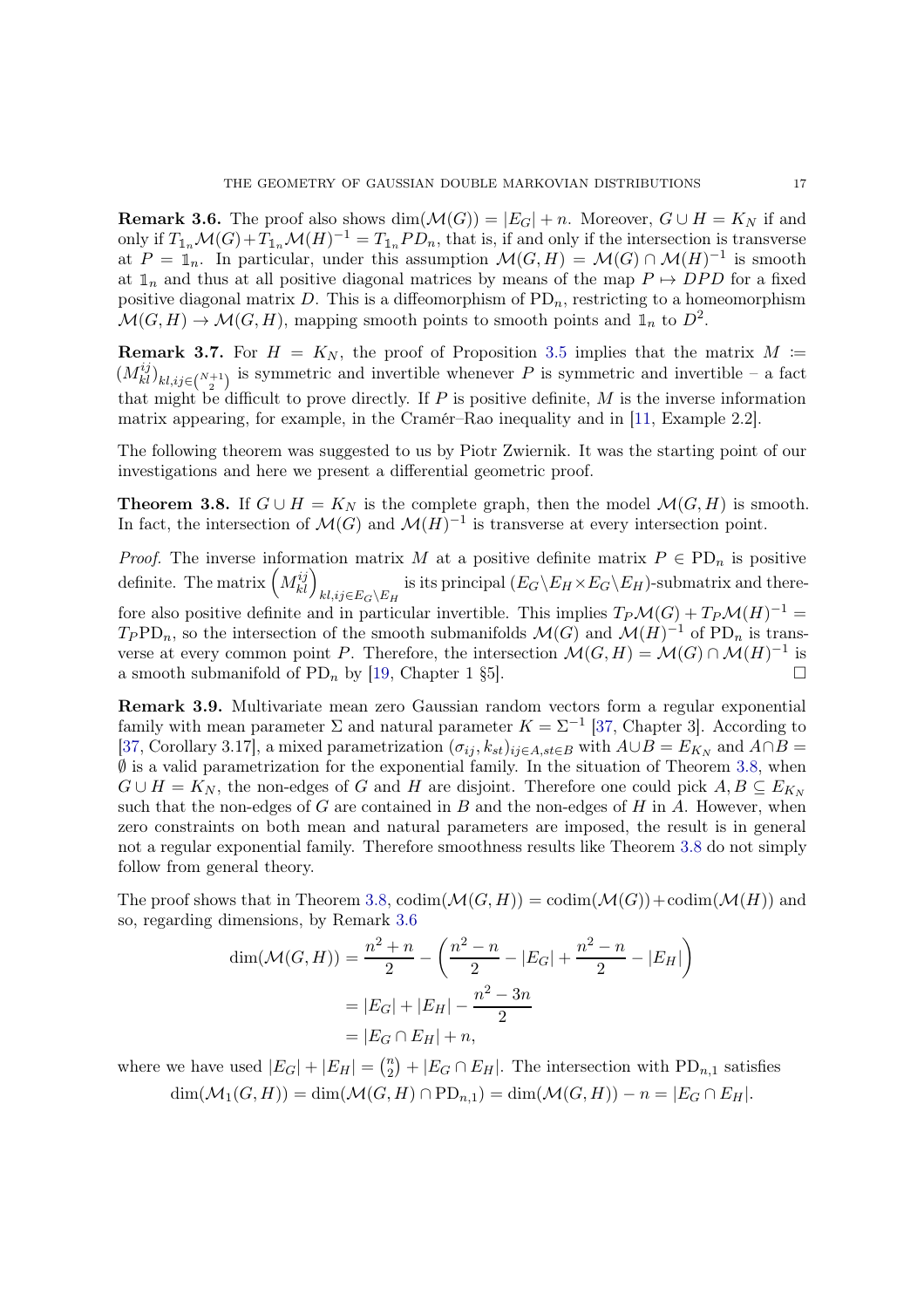**Remark 3.6.** The proof also shows $\dim(\mathcal{M}(G)) = |E_G| + n$. Moreover, $G \cup H = K_N$ if and only if $T_{\mathbb{1}_n}\mathcal{M}(G) + T_{\mathbb{1}_n}\mathcal{M}(H)^{-1} = T_{\mathbb{1}_n}PD_n$, that is, if and only if the intersection is transverse at $P = \mathbb{1}_n$. In particular, under this assumption $\mathcal{M}(G,H) = \mathcal{M}(G) \cap \mathcal{M}(H)^{-1}$ is smooth at $\mathbb{1}_n$ and thus at all positive diagonal matrices by means of the map $P \mapsto DPD$ for a fixed positive diagonal matrix $D$. This is a diffeomorphism of $\mathrm{PD}_n$, restricting to a homeomorphism $\mathcal{M}(G,H) \to \mathcal{M}(G,H)$, mapping smooth points to smooth points and $\mathbb{1}_n$ to $D^2$.

**Remark 3.7.** For $H = K_N$, the proof of Proposition 3.5 implies that the matrix $M := (M^{ij}_{kl})_{kl,ij \in \binom{N+1}{2}}$ is symmetric and invertible whenever $P$ is symmetric and invertible – a fact that might be difficult to prove directly. If $P$ is positive definite, $M$ is the inverse information matrix appearing, for example, in the Cramér–Rao inequality and in [11, Example 2.2].

The following theorem was suggested to us by Piotr Zwiernik. It was the starting point of our investigations and here we present a differential geometric proof.

**Theorem 3.8.** If $G \cup H = K_N$ is the complete graph, then the model $\mathcal{M}(G,H)$ is smooth. In fact, the intersection of $\mathcal{M}(G)$ and $\mathcal{M}(H)^{-1}$ is transverse at every intersection point.

*Proof.* The inverse information matrix $M$ at a positive definite matrix $P \in \mathrm{PD}_n$ is positive definite. The matrix $\left(M^{ij}_{kl}\right)_{kl,ij \in E_G \setminus E_H}$ is its principal $(E_G \setminus E_H \times E_G \setminus E_H)$-submatrix and therefore also positive definite and in particular invertible. This implies $T_P\mathcal{M}(G) + T_P\mathcal{M}(H)^{-1} = T_P\mathrm{PD}_n$, so the intersection of the smooth submanifolds $\mathcal{M}(G)$ and $\mathcal{M}(H)^{-1}$ of $\mathrm{PD}_n$ is transverse at every common point $P$. Therefore, the intersection $\mathcal{M}(G,H) = \mathcal{M}(G) \cap \mathcal{M}(H)^{-1}$ is a smooth submanifold of $\mathrm{PD}_n$ by [19, Chapter 1 §5]. □

**Remark 3.9.** Multivariate mean zero Gaussian random vectors form a regular exponential family with mean parameter $\Sigma$ and natural parameter $K = \Sigma^{-1}$ [37, Chapter 3]. According to [37, Corollary 3.17], a mixed parametrization $(\sigma_{ij}, k_{st})_{ij \in A, st \in B}$ with $A \cup B = E_{K_N}$ and $A \cap B = \emptyset$ is a valid parametrization for the exponential family. In the situation of Theorem 3.8, when $G \cup H = K_N$, the non-edges of $G$ and $H$ are disjoint. Therefore one could pick $A, B \subseteq E_{K_N}$ such that the non-edges of $G$ are contained in $B$ and the non-edges of $H$ in $A$. However, when zero constraints on both mean and natural parameters are imposed, the result is in general not a regular exponential family. Therefore smoothness results like Theorem 3.8 do not simply follow from general theory.

The proof shows that in Theorem 3.8, $\mathrm{codim}(\mathcal{M}(G,H)) = \mathrm{codim}(\mathcal{M}(G)) + \mathrm{codim}(\mathcal{M}(H))$ and so, regarding dimensions, by Remark 3.6

$$
\begin{aligned}
\dim(\mathcal{M}(G,H)) &= \frac{n^2+n}{2} - \left(\frac{n^2-n}{2} - |E_G| + \frac{n^2-n}{2} - |E_H|\right) \\
&= |E_G| + |E_H| - \frac{n^2-3n}{2} \\
&= |E_G \cap E_H| + n,
\end{aligned}
$$

where we have used $|E_G| + |E_H| = \binom{n}{2} + |E_G \cap E_H|$. The intersection with $\mathrm{PD}_{n,1}$ satisfies

$$
\dim(\mathcal{M}_1(G,H)) = \dim(\mathcal{M}(G,H) \cap \mathrm{PD}_{n,1}) = \dim(\mathcal{M}(G,H)) - n = |E_G \cap E_H|.
$$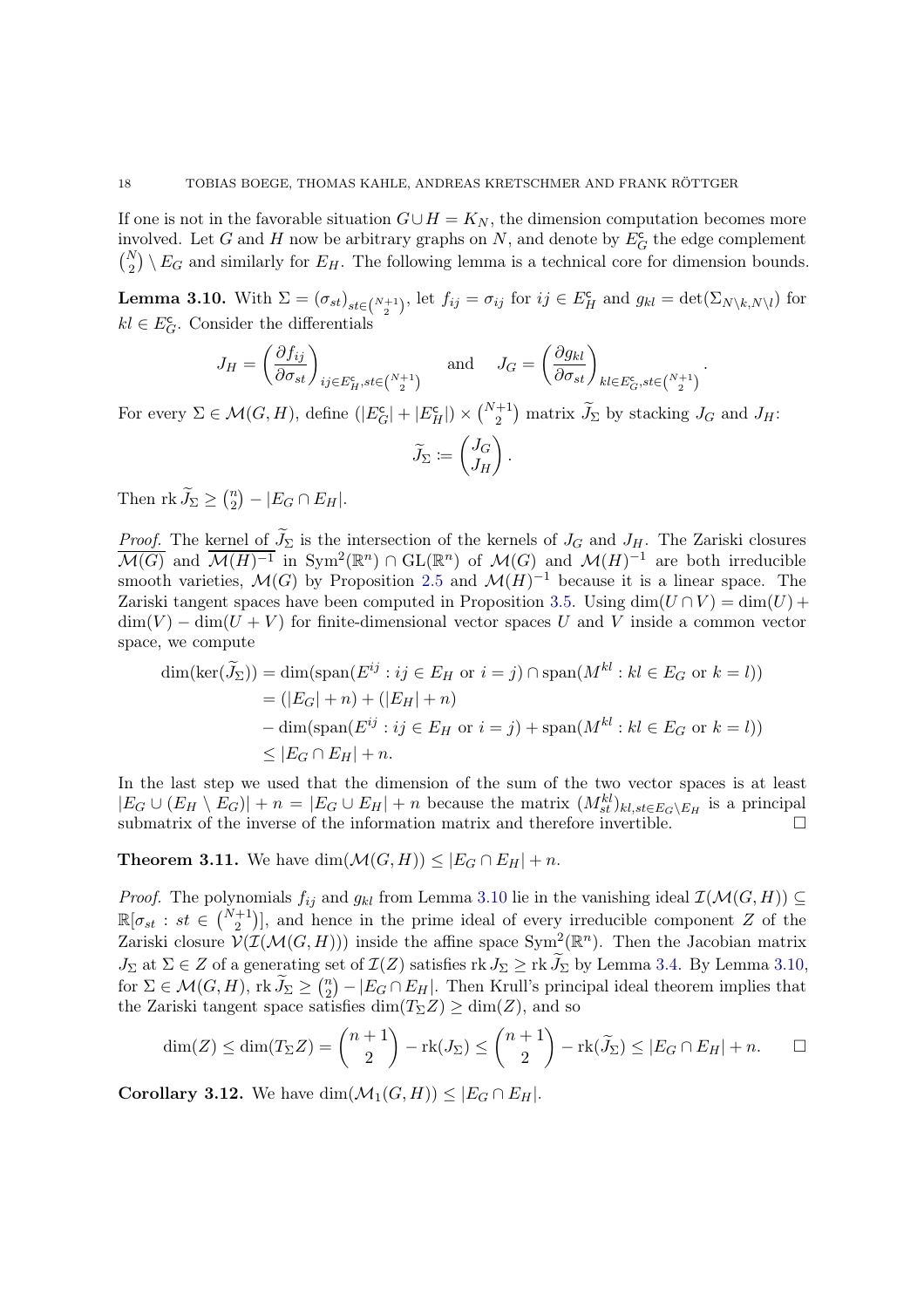If one is not in the favorable situation $G \cup H = K_N$, the dimension computation becomes more involved. Let $G$ and $H$ now be arbitrary graphs on $N$, and denote by $E_G^{\mathsf{c}}$ the edge complement $\binom{N}{2} \setminus E_G$ and similarly for $E_H$. The following lemma is a technical core for dimension bounds.

**Lemma 3.10.** With $\Sigma = (\sigma_{st})_{st \in \binom{N+1}{2}}$, let $f_{ij} = \sigma_{ij}$ for $ij \in E_H^{\mathsf{c}}$ and $g_{kl} = \det(\Sigma_{N\setminus k, N \setminus l})$ for $kl \in E_G^{\mathsf{c}}$. Consider the differentials

$$J_H = \left( \frac{\partial f_{ij}}{\partial \sigma_{st}} \right)_{ij \in E_H^{\mathsf{c}}, st \in \binom{N+1}{2}} \quad \text{and} \quad J_G = \left( \frac{\partial g_{kl}}{\partial \sigma_{st}} \right)_{kl \in E_G^{\mathsf{c}}, st \in \binom{N+1}{2}}.$$

For every $\Sigma \in \mathcal{M}(G,H)$, define $(|E_G^{\mathsf{c}}| + |E_H^{\mathsf{c}}|) \times \binom{N+1}{2}$ matrix $\widetilde{J}_\Sigma$ by stacking $J_G$ and $J_H$:

$$\widetilde{J}_\Sigma \coloneqq \begin{pmatrix} J_G \\ J_H \end{pmatrix}.$$

Then $\operatorname{rk} \widetilde{J}_\Sigma \geq \binom{n}{2} - |E_G \cap E_H|$.

*Proof.* The kernel of $\widetilde{J}_\Sigma$ is the intersection of the kernels of $J_G$ and $J_H$. The Zariski closures $\overline{\mathcal{M}(G)}$ and $\overline{\mathcal{M}(H)^{-1}}$ in $\operatorname{Sym}^2(\mathbb{R}^n) \cap \operatorname{GL}(\mathbb{R}^n)$ of $\mathcal{M}(G)$ and $\mathcal{M}(H)^{-1}$ are both irreducible smooth varieties, $\mathcal{M}(G)$ by Proposition 2.5 and $\mathcal{M}(H)^{-1}$ because it is a linear space. The Zariski tangent spaces have been computed in Proposition 3.5. Using $\dim(U \cap V) = \dim(U) + \dim(V) - \dim(U+V)$ for finite-dimensional vector spaces $U$ and $V$ inside a common vector space, we compute

$$\begin{aligned}
\dim(\ker(\widetilde{J}_\Sigma)) &= \dim(\operatorname{span}(E^{ij} : ij \in E_H \text{ or } i = j) \cap \operatorname{span}(M^{kl} : kl \in E_G \text{ or } k = l)) \\
&= (|E_G| + n) + (|E_H| + n) \\
&\quad - \dim(\operatorname{span}(E^{ij} : ij \in E_H \text{ or } i = j) + \operatorname{span}(M^{kl} : kl \in E_G \text{ or } k = l)) \\
&\leq |E_G \cap E_H| + n.
\end{aligned}$$

In the last step we used that the dimension of the sum of the two vector spaces is at least $|E_G \cup (E_H \setminus E_G)| + n = |E_G \cup E_H| + n$ because the matrix $(M_{st}^{kl})_{kl, st \in E_G \setminus E_H}$ is a principal submatrix of the inverse of the information matrix and therefore invertible. $\square$

**Theorem 3.11.** We have $\dim(\mathcal{M}(G,H)) \leq |E_G \cap E_H| + n$.

*Proof.* The polynomials $f_{ij}$ and $g_{kl}$ from Lemma 3.10 lie in the vanishing ideal $\mathcal{I}(\mathcal{M}(G,H)) \subseteq \mathbb{R}[\sigma_{st} : st \in \binom{N+1}{2}]$, and hence in the prime ideal of every irreducible component $Z$ of the Zariski closure $\mathcal{V}(\mathcal{I}(\mathcal{M}(G,H)))$ inside the affine space $\operatorname{Sym}^2(\mathbb{R}^n)$. Then the Jacobian matrix $J_\Sigma$ at $\Sigma \in Z$ of a generating set of $\mathcal{I}(Z)$ satisfies $\operatorname{rk} J_\Sigma \geq \operatorname{rk} \widetilde{J}_\Sigma$ by Lemma 3.4. By Lemma 3.10, for $\Sigma \in \mathcal{M}(G,H)$, $\operatorname{rk} \widetilde{J}_\Sigma \geq \binom{n}{2} - |E_G \cap E_H|$. Then Krull's principal ideal theorem implies that the Zariski tangent space satisfies $\dim(T_\Sigma Z) \geq \dim(Z)$, and so

$$\dim(Z) \leq \dim(T_\Sigma Z) = \binom{n+1}{2} - \operatorname{rk}(J_\Sigma) \leq \binom{n+1}{2} - \operatorname{rk}(\widetilde{J}_\Sigma) \leq |E_G \cap E_H| + n. \qquad \square$$

**Corollary 3.12.** We have $\dim(\mathcal{M}_1(G,H)) \leq |E_G \cap E_H|$.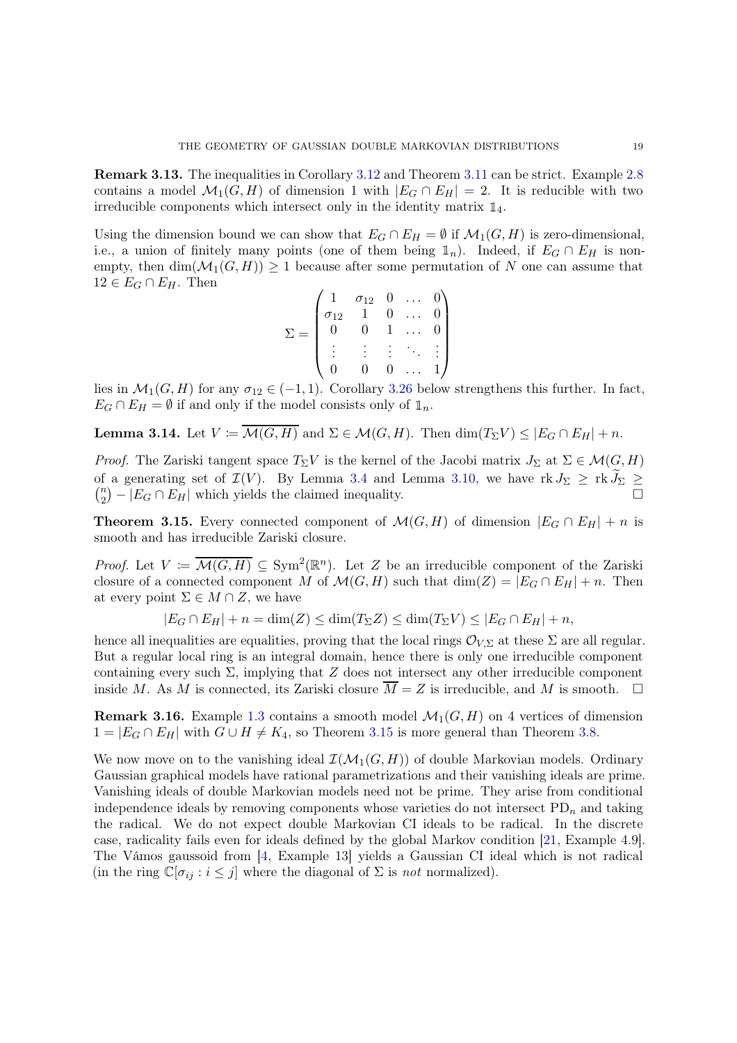**Remark 3.13.** The inequalities in Corollary 3.12 and Theorem 3.11 can be strict. Example 2.8 contains a model $\mathcal{M}_1(G,H)$ of dimension 1 with $|E_G \cap E_H| = 2$. It is reducible with two irreducible components which intersect only in the identity matrix $\mathbb{1}_4$.

Using the dimension bound we can show that $E_G \cap E_H = \emptyset$ if $\mathcal{M}_1(G,H)$ is zero-dimensional, i.e., a union of finitely many points (one of them being $\mathbb{1}_n$). Indeed, if $E_G \cap E_H$ is non-empty, then $\dim(\mathcal{M}_1(G,H)) \geq 1$ because after some permutation of $N$ one can assume that $12 \in E_G \cap E_H$. Then

$$\Sigma = \begin{pmatrix} 1 & \sigma_{12} & 0 & \dots & 0 \\ \sigma_{12} & 1 & 0 & \dots & 0 \\ 0 & 0 & 1 & \dots & 0 \\ \vdots & \vdots & \vdots & \ddots & \vdots \\ 0 & 0 & 0 & \dots & 1 \end{pmatrix}$$

lies in $\mathcal{M}_1(G,H)$ for any $\sigma_{12} \in (-1,1)$. Corollary 3.26 below strengthens this further. In fact, $E_G \cap E_H = \emptyset$ if and only if the model consists only of $\mathbb{1}_n$.

**Lemma 3.14.** Let $V \coloneqq \overline{\mathcal{M}(G,H)}$ and $\Sigma \in \mathcal{M}(G,H)$. Then $\dim(T_\Sigma V) \leq |E_G \cap E_H| + n$.

*Proof.* The Zariski tangent space $T_\Sigma V$ is the kernel of the Jacobi matrix $J_\Sigma$ at $\Sigma \in \mathcal{M}(G,H)$ of a generating set of $\mathcal{I}(V)$. By Lemma 3.4 and Lemma 3.10, we have $\operatorname{rk} J_\Sigma \geq \operatorname{rk} \widetilde{J}_\Sigma \geq \binom{n}{2} - |E_G \cap E_H|$ which yields the claimed inequality. □

**Theorem 3.15.** Every connected component of $\mathcal{M}(G,H)$ of dimension $|E_G \cap E_H| + n$ is smooth and has irreducible Zariski closure.

*Proof.* Let $V \coloneqq \overline{\mathcal{M}(G,H)} \subseteq \operatorname{Sym}^2(\mathbb{R}^n)$. Let $Z$ be an irreducible component of the Zariski closure of a connected component $M$ of $\mathcal{M}(G,H)$ such that $\dim(Z) = |E_G \cap E_H| + n$. Then at every point $\Sigma \in M \cap Z$, we have

$$|E_G \cap E_H| + n = \dim(Z) \leq \dim(T_\Sigma Z) \leq \dim(T_\Sigma V) \leq |E_G \cap E_H| + n,$$

hence all inequalities are equalities, proving that the local rings $\mathcal{O}_{V,\Sigma}$ at these $\Sigma$ are all regular. But a regular local ring is an integral domain, hence there is only one irreducible component containing every such $\Sigma$, implying that $Z$ does not intersect any other irreducible component inside $M$. As $M$ is connected, its Zariski closure $\overline{M} = Z$ is irreducible, and $M$ is smooth. □

**Remark 3.16.** Example 1.3 contains a smooth model $\mathcal{M}_1(G,H)$ on 4 vertices of dimension $1 = |E_G \cap E_H|$ with $G \cup H \neq K_4$, so Theorem 3.15 is more general than Theorem 3.8.

We now move on to the vanishing ideal $\mathcal{I}(\mathcal{M}_1(G,H))$ of double Markovian models. Ordinary Gaussian graphical models have rational parametrizations and their vanishing ideals are prime. Vanishing ideals of double Markovian models need not be prime. They arise from conditional independence ideals by removing components whose varieties do not intersect $\mathrm{PD}_n$ and taking the radical. We do not expect double Markovian CI ideals to be radical. In the discrete case, radicality fails even for ideals defined by the global Markov condition [21, Example 4.9]. The Vámos gaussoid from [4, Example 13] yields a Gaussian CI ideal which is not radical (in the ring $\mathbb{C}[\sigma_{ij} : i \leq j]$ where the diagonal of $\Sigma$ is *not* normalized).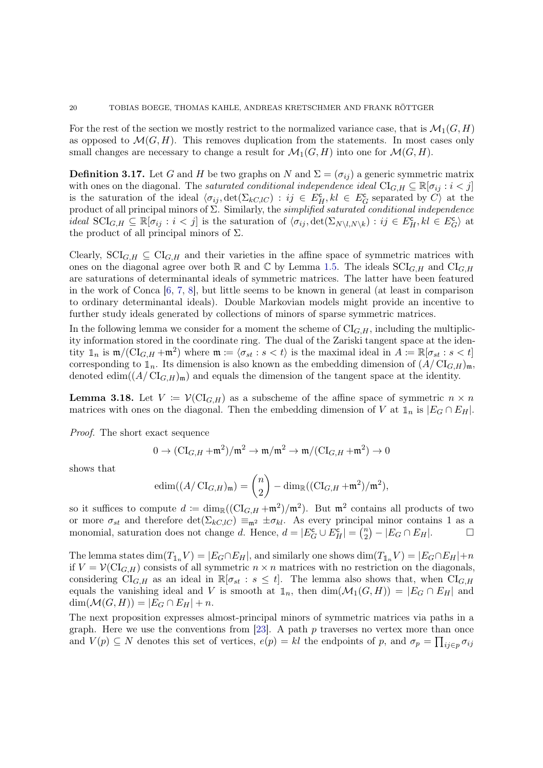For the rest of the section we mostly restrict to the normalized variance case, that is $\mathcal{M}_1(G,H)$ as opposed to $\mathcal{M}(G,H)$. This removes duplication from the statements. In most cases only small changes are necessary to change a result for $\mathcal{M}_1(G,H)$ into one for $\mathcal{M}(G,H)$.

**Definition 3.17.** Let $G$ and $H$ be two graphs on $N$ and $\Sigma = (\sigma_{ij})$ a generic symmetric matrix with ones on the diagonal. The *saturated conditional independence ideal* $\mathrm{CI}_{G,H} \subseteq \mathbb{R}[\sigma_{ij} : i < j]$ is the saturation of the ideal $\langle \sigma_{ij}, \det(\Sigma_{kC,lC}) : ij \in E_H^{\mathsf{c}}, kl \in E_G^{\mathsf{c}}$ separated by $C\rangle$ at the product of all principal minors of $\Sigma$. Similarly, the *simplified saturated conditional independence ideal* $\mathrm{SCI}_{G,H} \subseteq \mathbb{R}[\sigma_{ij} : i < j]$ is the saturation of $\langle \sigma_{ij}, \det(\Sigma_{N\setminus l, N\setminus k}) : ij \in E_H^{\mathsf{c}}, kl \in E_G^{\mathsf{c}}\rangle$ at the product of all principal minors of $\Sigma$.

Clearly, $\mathrm{SCI}_{G,H} \subseteq \mathrm{CI}_{G,H}$ and their varieties in the affine space of symmetric matrices with ones on the diagonal agree over both $\mathbb{R}$ and $\mathbb{C}$ by Lemma 1.5. The ideals $\mathrm{SCI}_{G,H}$ and $\mathrm{CI}_{G,H}$ are saturations of determinantal ideals of symmetric matrices. The latter have been featured in the work of Conca [6, 7, 8], but little seems to be known in general (at least in comparison to ordinary determinantal ideals). Double Markovian models might provide an incentive to further study ideals generated by collections of minors of sparse symmetric matrices.

In the following lemma we consider for a moment the scheme of $\mathrm{CI}_{G,H}$, including the multiplicity information stored in the coordinate ring. The dual of the Zariski tangent space at the identity $\mathbb{1}_n$ is $\mathfrak{m}/(\mathrm{CI}_{G,H} + \mathfrak{m}^2)$ where $\mathfrak{m} := \langle \sigma_{st} : s < t\rangle$ is the maximal ideal in $A := \mathbb{R}[\sigma_{st} : s < t]$ corresponding to $\mathbb{1}_n$. Its dimension is also known as the embedding dimension of $(A/\mathrm{CI}_{G,H})_{\mathfrak{m}}$, denoted $\mathrm{edim}((A/\mathrm{CI}_{G,H})_{\mathfrak{m}})$ and equals the dimension of the tangent space at the identity.

**Lemma 3.18.** Let $V := \mathcal{V}(\mathrm{CI}_{G,H})$ as a subscheme of the affine space of symmetric $n \times n$ matrices with ones on the diagonal. Then the embedding dimension of $V$ at $\mathbb{1}_n$ is $|E_G \cap E_H|$.

*Proof.* The short exact sequence

$$0 \to (\mathrm{CI}_{G,H} + \mathfrak{m}^2)/\mathfrak{m}^2 \to \mathfrak{m}/\mathfrak{m}^2 \to \mathfrak{m}/(\mathrm{CI}_{G,H} + \mathfrak{m}^2) \to 0$$

shows that

$$\mathrm{edim}((A/\mathrm{CI}_{G,H})_{\mathfrak{m}}) = \binom{n}{2} - \dim_{\mathbb{R}}((\mathrm{CI}_{G,H} + \mathfrak{m}^2)/\mathfrak{m}^2),$$

so it suffices to compute $d := \dim_{\mathbb{R}}((\mathrm{CI}_{G,H} + \mathfrak{m}^2)/\mathfrak{m}^2)$. But $\mathfrak{m}^2$ contains all products of two or more $\sigma_{st}$ and therefore $\det(\Sigma_{kC,lC}) \equiv_{\mathfrak{m}^2} \pm\sigma_{kl}$. As every principal minor contains 1 as a monomial, saturation does not change $d$. Hence, $d = |E_G^{\mathsf{c}} \cup E_H^{\mathsf{c}}| = \binom{n}{2} - |E_G \cap E_H|$. $\square$

The lemma states $\dim(T_{\mathbb{1}_n} V) = |E_G \cap E_H|$, and similarly one shows $\dim(T_{\mathbb{1}_n} V) = |E_G \cap E_H| + n$ if $V = \mathcal{V}(\mathrm{CI}_{G,H})$ consists of all symmetric $n \times n$ matrices with no restriction on the diagonals, considering $\mathrm{CI}_{G,H}$ as an ideal in $\mathbb{R}[\sigma_{st} : s \le t]$. The lemma also shows that, when $\mathrm{CI}_{G,H}$ equals the vanishing ideal and $V$ is smooth at $\mathbb{1}_n$, then $\dim(\mathcal{M}_1(G,H)) = |E_G \cap E_H|$ and $\dim(\mathcal{M}(G,H)) = |E_G \cap E_H| + n$.

The next proposition expresses almost-principal minors of symmetric matrices via paths in a graph. Here we use the conventions from [23]. A path $p$ traverses no vertex more than once and $V(p) \subseteq N$ denotes this set of vertices, $e(p) = kl$ the endpoints of $p$, and $\sigma_p = \prod_{ij \in p} \sigma_{ij}$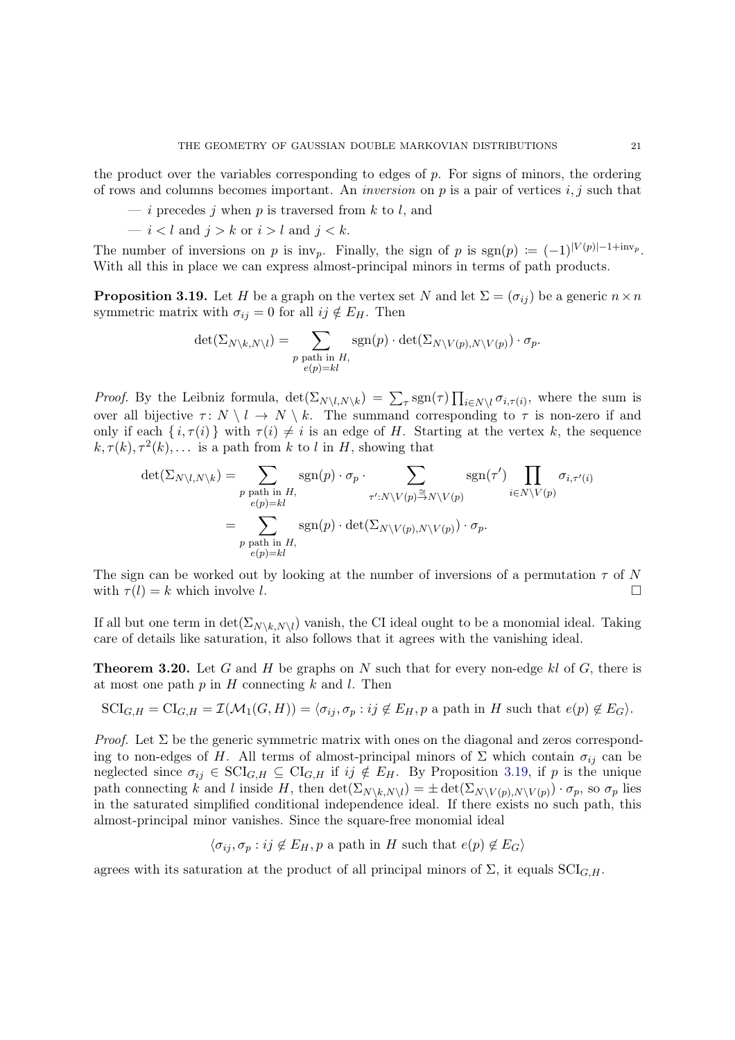the product over the variables corresponding to edges of $p$. For signs of minors, the ordering of rows and columns becomes important. An *inversion* on $p$ is a pair of vertices $i, j$ such that

— $i$ precedes $j$ when $p$ is traversed from $k$ to $l$, and

— $i < l$ and $j > k$ or $i > l$ and $j < k$.

The number of inversions on $p$ is $\mathrm{inv}_p$. Finally, the sign of $p$ is $\mathrm{sgn}(p) := (-1)^{|V(p)|-1+\mathrm{inv}_p}$. With all this in place we can express almost-principal minors in terms of path products.

**Proposition 3.19.** Let $H$ be a graph on the vertex set $N$ and let $\Sigma = (\sigma_{ij})$ be a generic $n \times n$ symmetric matrix with $\sigma_{ij} = 0$ for all $ij \notin E_H$. Then

$$\det(\Sigma_{N\setminus k, N\setminus l}) = \sum_{\substack{p \text{ path in } H,\\ e(p)=kl}} \mathrm{sgn}(p) \cdot \det(\Sigma_{N\setminus V(p), N\setminus V(p)}) \cdot \sigma_p.$$

*Proof.* By the Leibniz formula, $\det(\Sigma_{N\setminus l, N\setminus k}) = \sum_\tau \mathrm{sgn}(\tau) \prod_{i \in N\setminus l} \sigma_{i,\tau(i)}$, where the sum is over all bijective $\tau \colon N \setminus l \to N \setminus k$. The summand corresponding to $\tau$ is non-zero if and only if each $\{ i, \tau(i) \}$ with $\tau(i) \neq i$ is an edge of $H$. Starting at the vertex $k$, the sequence $k, \tau(k), \tau^2(k), \ldots$ is a path from $k$ to $l$ in $H$, showing that

$$\begin{aligned}
\det(\Sigma_{N\setminus l, N\setminus k}) &= \sum_{\substack{p \text{ path in } H,\\ e(p)=kl}} \mathrm{sgn}(p) \cdot \sigma_p \cdot \sum_{\tau' : N\setminus V(p) \xrightarrow{\cong} N\setminus V(p)} \mathrm{sgn}(\tau') \prod_{i \in N\setminus V(p)} \sigma_{i,\tau'(i)} \\
&= \sum_{\substack{p \text{ path in } H,\\ e(p)=kl}} \mathrm{sgn}(p) \cdot \det(\Sigma_{N\setminus V(p), N\setminus V(p)}) \cdot \sigma_p.
\end{aligned}$$

The sign can be worked out by looking at the number of inversions of a permutation $\tau$ of $N$ with $\tau(l) = k$ which involve $l$. □

If all but one term in $\det(\Sigma_{N\setminus k, N\setminus l})$ vanish, the CI ideal ought to be a monomial ideal. Taking care of details like saturation, it also follows that it agrees with the vanishing ideal.

**Theorem 3.20.** Let $G$ and $H$ be graphs on $N$ such that for every non-edge $kl$ of $G$, there is at most one path $p$ in $H$ connecting $k$ and $l$. Then

$$\mathrm{SCI}_{G,H} = \mathrm{CI}_{G,H} = \mathcal{I}(\mathcal{M}_1(G,H)) = \langle \sigma_{ij}, \sigma_p : ij \notin E_H, p \text{ a path in } H \text{ such that } e(p) \notin E_G \rangle.$$

*Proof.* Let $\Sigma$ be the generic symmetric matrix with ones on the diagonal and zeros corresponding to non-edges of $H$. All terms of almost-principal minors of $\Sigma$ which contain $\sigma_{ij}$ can be neglected since $\sigma_{ij} \in \mathrm{SCI}_{G,H} \subseteq \mathrm{CI}_{G,H}$ if $ij \notin E_H$. By Proposition 3.19, if $p$ is the unique path connecting $k$ and $l$ inside $H$, then $\det(\Sigma_{N\setminus k, N\setminus l}) = \pm \det(\Sigma_{N\setminus V(p), N\setminus V(p)}) \cdot \sigma_p$, so $\sigma_p$ lies in the saturated simplified conditional independence ideal. If there exists no such path, this almost-principal minor vanishes. Since the square-free monomial ideal

$$\langle \sigma_{ij}, \sigma_p : ij \notin E_H, p \text{ a path in } H \text{ such that } e(p) \notin E_G \rangle$$

agrees with its saturation at the product of all principal minors of $\Sigma$, it equals $\mathrm{SCI}_{G,H}$.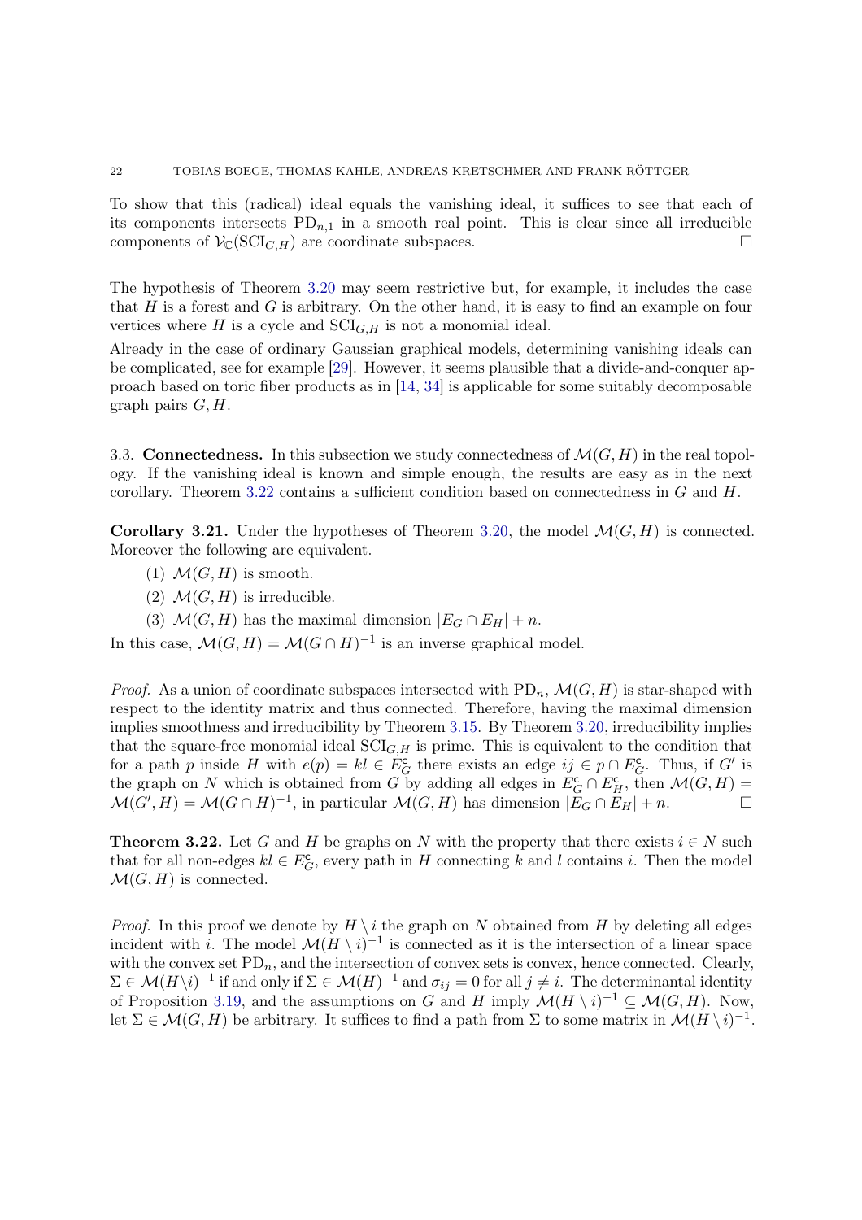To show that this (radical) ideal equals the vanishing ideal, it suffices to see that each of its components intersects $\mathrm{PD}_{n,1}$ in a smooth real point. This is clear since all irreducible components of $\mathcal{V}_{\mathbb{C}}(\mathrm{SCI}_{G,H})$ are coordinate subspaces. □

The hypothesis of Theorem 3.20 may seem restrictive but, for example, it includes the case that $H$ is a forest and $G$ is arbitrary. On the other hand, it is easy to find an example on four vertices where $H$ is a cycle and $\mathrm{SCI}_{G,H}$ is not a monomial ideal.

Already in the case of ordinary Gaussian graphical models, determining vanishing ideals can be complicated, see for example [29]. However, it seems plausible that a divide-and-conquer approach based on toric fiber products as in [14, 34] is applicable for some suitably decomposable graph pairs $G, H$.

## 3.3. **Connectedness.**

In this subsection we study connectedness of $\mathcal{M}(G,H)$ in the real topology. If the vanishing ideal is known and simple enough, the results are easy as in the next corollary. Theorem 3.22 contains a sufficient condition based on connectedness in $G$ and $H$.

**Corollary 3.21.** *Under the hypotheses of Theorem 3.20, the model $\mathcal{M}(G,H)$ is connected. Moreover the following are equivalent.*

1. *$\mathcal{M}(G,H)$ is smooth.*
2. *$\mathcal{M}(G,H)$ is irreducible.*
3. *$\mathcal{M}(G,H)$ has the maximal dimension $|E_G \cap E_H| + n$.*

*In this case, $\mathcal{M}(G,H) = \mathcal{M}(G \cap H)^{-1}$ is an inverse graphical model.*

*Proof.* As a union of coordinate subspaces intersected with $\mathrm{PD}_n$, $\mathcal{M}(G,H)$ is star-shaped with respect to the identity matrix and thus connected. Therefore, having the maximal dimension implies smoothness and irreducibility by Theorem 3.15. By Theorem 3.20, irreducibility implies that the square-free monomial ideal $\mathrm{SCI}_{G,H}$ is prime. This is equivalent to the condition that for a path $p$ inside $H$ with $e(p) = kl \in E_G^{\mathsf{c}}$ there exists an edge $ij \in p \cap E_G^{\mathsf{c}}$. Thus, if $G'$ is the graph on $N$ which is obtained from $G$ by adding all edges in $E_G^{\mathsf{c}} \cap E_H^{\mathsf{c}}$, then $\mathcal{M}(G,H) = \mathcal{M}(G',H) = \mathcal{M}(G \cap H)^{-1}$, in particular $\mathcal{M}(G,H)$ has dimension $|E_G \cap E_H| + n$. □

**Theorem 3.22.** *Let $G$ and $H$ be graphs on $N$ with the property that there exists $i \in N$ such that for all non-edges $kl \in E_G^{\mathsf{c}}$, every path in $H$ connecting $k$ and $l$ contains $i$. Then the model $\mathcal{M}(G,H)$ is connected.*

*Proof.* In this proof we denote by $H \setminus i$ the graph on $N$ obtained from $H$ by deleting all edges incident with $i$. The model $\mathcal{M}(H \setminus i)^{-1}$ is connected as it is the intersection of a linear space with the convex set $\mathrm{PD}_n$, and the intersection of convex sets is convex, hence connected. Clearly, $\Sigma \in \mathcal{M}(H \setminus i)^{-1}$ if and only if $\Sigma \in \mathcal{M}(H)^{-1}$ and $\sigma_{ij} = 0$ for all $j \neq i$. The determinantal identity of Proposition 3.19, and the assumptions on $G$ and $H$ imply $\mathcal{M}(H \setminus i)^{-1} \subseteq \mathcal{M}(G,H)$. Now, let $\Sigma \in \mathcal{M}(G,H)$ be arbitrary. It suffices to find a path from $\Sigma$ to some matrix in $\mathcal{M}(H \setminus i)^{-1}$.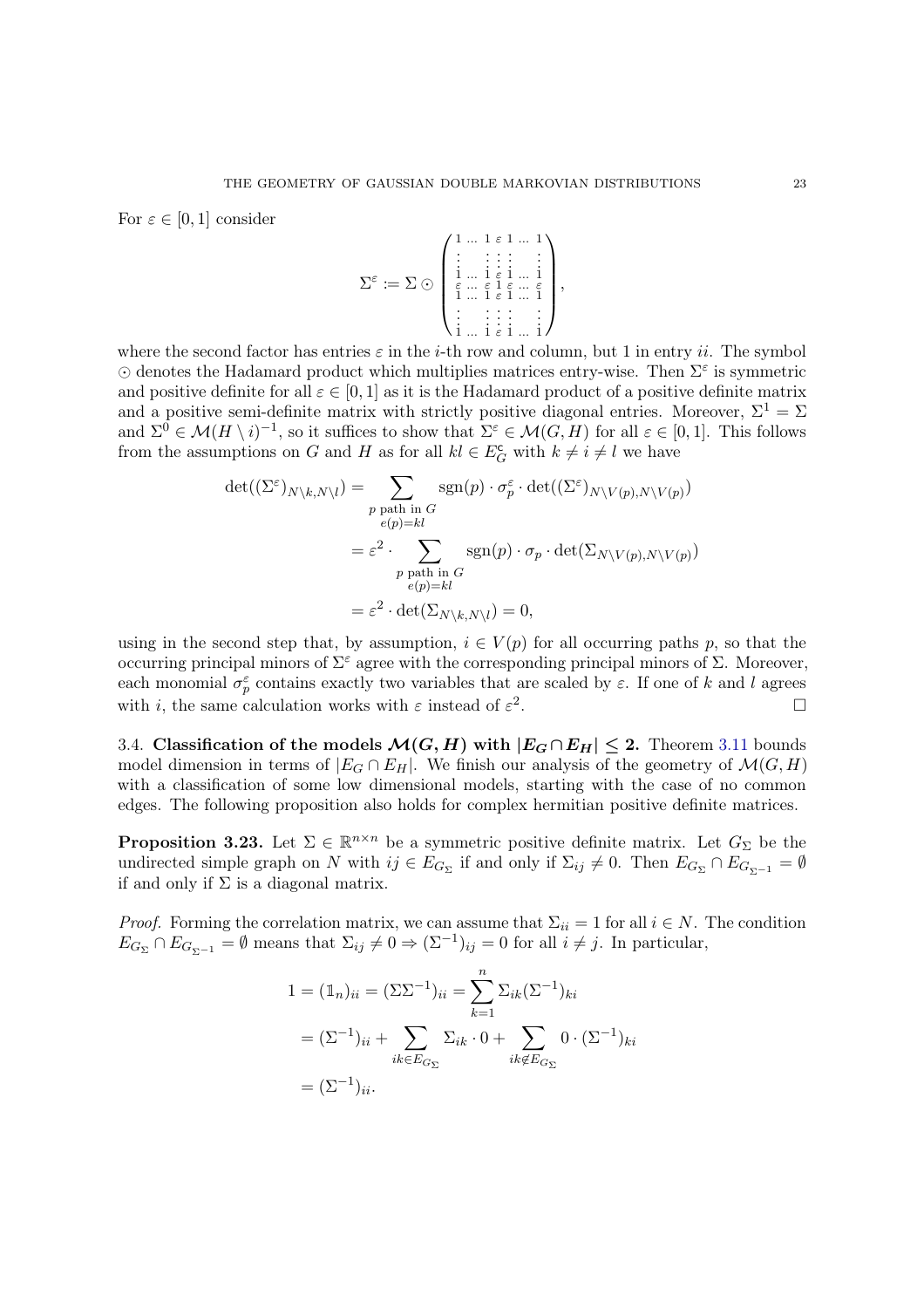For $\varepsilon \in [0,1]$ consider

$$
\Sigma^{\varepsilon} := \Sigma \odot \begin{pmatrix} 1 & \dots & 1 & \varepsilon & 1 & \dots & 1 \\ \vdots & & \vdots & \vdots & \vdots & & \vdots \\ 1 & \dots & 1 & \varepsilon & 1 & \dots & 1 \\ \varepsilon & \dots & \varepsilon & 1 & \varepsilon & \dots & \varepsilon \\ 1 & \dots & 1 & \varepsilon & 1 & \dots & 1 \\ \vdots & & \vdots & \vdots & \vdots & & \vdots \\ 1 & \dots & 1 & \varepsilon & 1 & \dots & 1 \end{pmatrix},
$$

where the second factor has entries $\varepsilon$ in the $i$-th row and column, but 1 in entry $ii$. The symbol $\odot$ denotes the Hadamard product which multiplies matrices entry-wise. Then $\Sigma^{\varepsilon}$ is symmetric and positive definite for all $\varepsilon \in [0,1]$ as it is the Hadamard product of a positive definite matrix and a positive semi-definite matrix with strictly positive diagonal entries. Moreover, $\Sigma^1 = \Sigma$ and $\Sigma^0 \in \mathcal{M}(H \setminus i)^{-1}$, so it suffices to show that $\Sigma^{\varepsilon} \in \mathcal{M}(G,H)$ for all $\varepsilon \in [0,1]$. This follows from the assumptions on $G$ and $H$ as for all $kl \in E_G^{\mathsf{c}}$ with $k \neq i \neq l$ we have

$$
\begin{aligned}
\det((\Sigma^{\varepsilon})_{N\setminus k, N\setminus l}) &= \sum_{\substack{p \text{ path in } G \\ e(p)=kl}} \operatorname{sgn}(p) \cdot \sigma_p^{\varepsilon} \cdot \det((\Sigma^{\varepsilon})_{N\setminus V(p), N\setminus V(p)}) \\
&= \varepsilon^2 \cdot \sum_{\substack{p \text{ path in } G \\ e(p)=kl}} \operatorname{sgn}(p) \cdot \sigma_p \cdot \det(\Sigma_{N\setminus V(p), N\setminus V(p)}) \\
&= \varepsilon^2 \cdot \det(\Sigma_{N\setminus k, N\setminus l}) = 0,
\end{aligned}
$$

using in the second step that, by assumption, $i \in V(p)$ for all occurring paths $p$, so that the occurring principal minors of $\Sigma^{\varepsilon}$ agree with the corresponding principal minors of $\Sigma$. Moreover, each monomial $\sigma_p^{\varepsilon}$ contains exactly two variables that are scaled by $\varepsilon$. If one of $k$ and $l$ agrees with $i$, the same calculation works with $\varepsilon$ instead of $\varepsilon^2$. $\square$

### 3.4. Classification of the models $\mathcal{M}(G,H)$ with $|E_G \cap E_H| \leq 2$.

Theorem 3.11 bounds model dimension in terms of $|E_G \cap E_H|$. We finish our analysis of the geometry of $\mathcal{M}(G,H)$ with a classification of some low dimensional models, starting with the case of no common edges. The following proposition also holds for complex hermitian positive definite matrices.

**Proposition 3.23.** Let $\Sigma \in \mathbb{R}^{n\times n}$ be a symmetric positive definite matrix. Let $G_{\Sigma}$ be the undirected simple graph on $N$ with $ij \in E_{G_{\Sigma}}$ if and only if $\Sigma_{ij} \neq 0$. Then $E_{G_{\Sigma}} \cap E_{G_{\Sigma^{-1}}} = \emptyset$ if and only if $\Sigma$ is a diagonal matrix.

*Proof.* Forming the correlation matrix, we can assume that $\Sigma_{ii} = 1$ for all $i \in N$. The condition $E_{G_{\Sigma}} \cap E_{G_{\Sigma^{-1}}} = \emptyset$ means that $\Sigma_{ij} \neq 0 \Rightarrow (\Sigma^{-1})_{ij} = 0$ for all $i \neq j$. In particular,

$$
\begin{aligned}
1 = (\mathbb{1}_n)_{ii} = (\Sigma\Sigma^{-1})_{ii} &= \sum_{k=1}^{n} \Sigma_{ik}(\Sigma^{-1})_{ki} \\
&= (\Sigma^{-1})_{ii} + \sum_{ik \in E_{G_{\Sigma}}} \Sigma_{ik} \cdot 0 + \sum_{ik \notin E_{G_{\Sigma}}} 0 \cdot (\Sigma^{-1})_{ki} \\
&= (\Sigma^{-1})_{ii}.
\end{aligned}
$$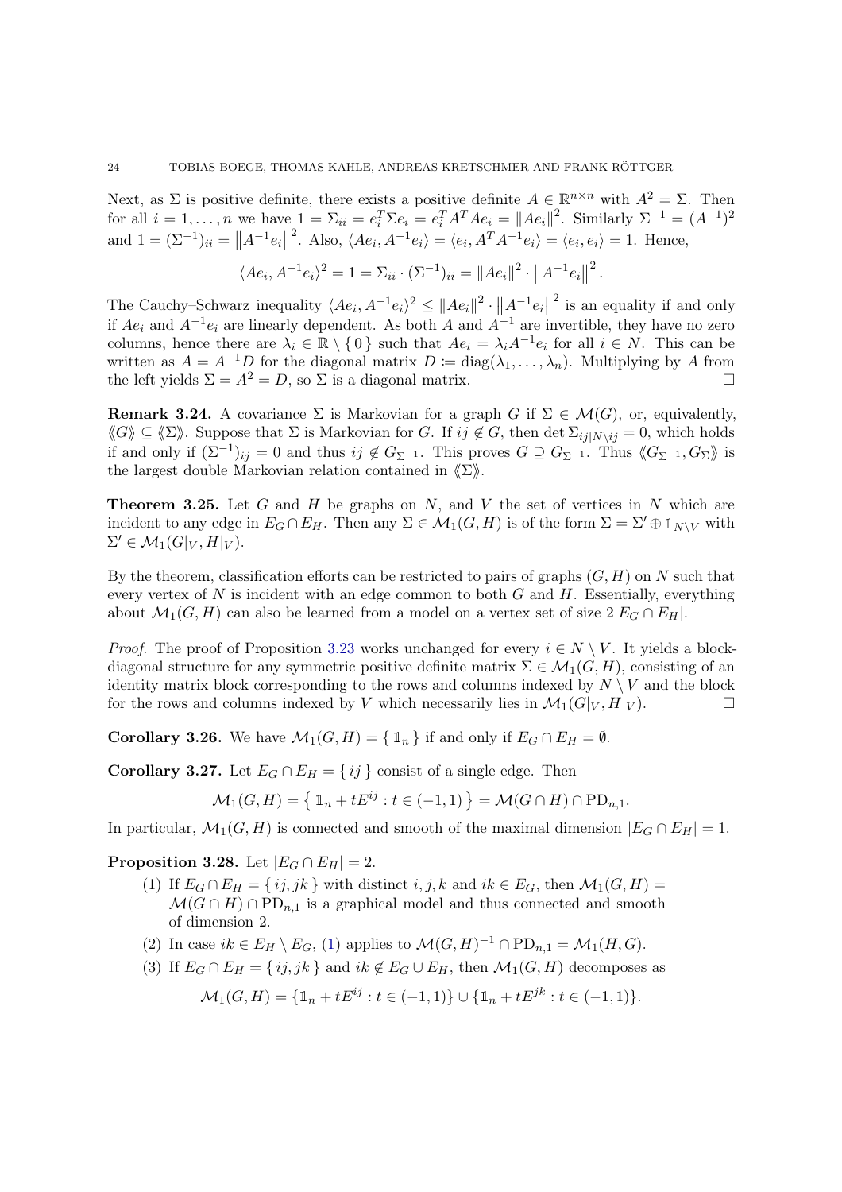Next, as $\Sigma$ is positive definite, there exists a positive definite $A \in \mathbb{R}^{n\times n}$ with $A^2 = \Sigma$. Then for all $i = 1, \dots, n$ we have $1 = \Sigma_{ii} = e_i^T \Sigma e_i = e_i^T A^T A e_i = \|Ae_i\|^2$. Similarly $\Sigma^{-1} = (A^{-1})^2$ and $1 = (\Sigma^{-1})_{ii} = \|A^{-1}e_i\|^2$. Also, $\langle Ae_i, A^{-1}e_i\rangle = \langle e_i, A^T A^{-1} e_i\rangle = \langle e_i, e_i\rangle = 1$. Hence,

$$\langle Ae_i, A^{-1}e_i\rangle^2 = 1 = \Sigma_{ii} \cdot (\Sigma^{-1})_{ii} = \|Ae_i\|^2 \cdot \left\|A^{-1}e_i\right\|^2.$$

The Cauchy–Schwarz inequality $\langle Ae_i, A^{-1}e_i\rangle^2 \leq \|Ae_i\|^2 \cdot \left\|A^{-1}e_i\right\|^2$ is an equality if and only if $Ae_i$ and $A^{-1}e_i$ are linearly dependent. As both $A$ and $A^{-1}$ are invertible, they have no zero columns, hence there are $\lambda_i \in \mathbb{R} \setminus \{0\}$ such that $Ae_i = \lambda_i A^{-1} e_i$ for all $i \in N$. This can be written as $A = A^{-1}D$ for the diagonal matrix $D := \operatorname{diag}(\lambda_1, \dots, \lambda_n)$. Multiplying by $A$ from the left yields $\Sigma = A^2 = D$, so $\Sigma$ is a diagonal matrix. $\square$

**Remark 3.24.** A covariance $\Sigma$ is Markovian for a graph $G$ if $\Sigma \in \mathcal{M}(G)$, or, equivalently, $\langle\!\langle G\rangle\!\rangle \subseteq \langle\!\langle \Sigma\rangle\!\rangle$. Suppose that $\Sigma$ is Markovian for $G$. If $ij \notin G$, then $\det \Sigma_{ij|N\setminus ij} = 0$, which holds if and only if $(\Sigma^{-1})_{ij} = 0$ and thus $ij \notin G_{\Sigma^{-1}}$. This proves $G \supseteq G_{\Sigma^{-1}}$. Thus $\langle\!\langle G_{\Sigma^{-1}}, G_\Sigma\rangle\!\rangle$ is the largest double Markovian relation contained in $\langle\!\langle \Sigma\rangle\!\rangle$.

**Theorem 3.25.** Let $G$ and $H$ be graphs on $N$, and $V$ the set of vertices in $N$ which are incident to any edge in $E_G \cap E_H$. Then any $\Sigma \in \mathcal{M}_1(G,H)$ is of the form $\Sigma = \Sigma' \oplus \mathbb{1}_{N\setminus V}$ with $\Sigma' \in \mathcal{M}_1(G|_V, H|_V)$.

By the theorem, classification efforts can be restricted to pairs of graphs $(G,H)$ on $N$ such that every vertex of $N$ is incident with an edge common to both $G$ and $H$. Essentially, everything about $\mathcal{M}_1(G,H)$ can also be learned from a model on a vertex set of size $2|E_G \cap E_H|$.

*Proof.* The proof of Proposition 3.23 works unchanged for every $i \in N \setminus V$. It yields a block-diagonal structure for any symmetric positive definite matrix $\Sigma \in \mathcal{M}_1(G,H)$, consisting of an identity matrix block corresponding to the rows and columns indexed by $N \setminus V$ and the block for the rows and columns indexed by $V$ which necessarily lies in $\mathcal{M}_1(G|_V, H|_V)$. $\square$

**Corollary 3.26.** We have $\mathcal{M}_1(G,H) = \{\mathbb{1}_n\}$ if and only if $E_G \cap E_H = \emptyset$.

**Corollary 3.27.** Let $E_G \cap E_H = \{ij\}$ consist of a single edge. Then

$$\mathcal{M}_1(G,H) = \left\{ \mathbb{1}_n + tE^{ij} : t \in (-1,1) \right\} = \mathcal{M}(G \cap H) \cap \mathrm{PD}_{n,1}.$$

In particular, $\mathcal{M}_1(G,H)$ is connected and smooth of the maximal dimension $|E_G \cap E_H| = 1$.

**Proposition 3.28.** Let $|E_G \cap E_H| = 2$.

1. If $E_G \cap E_H = \{ij, jk\}$ with distinct $i,j,k$ and $ik \in E_G$, then $\mathcal{M}_1(G,H) = \mathcal{M}(G \cap H) \cap \mathrm{PD}_{n,1}$ is a graphical model and thus connected and smooth of dimension 2.
2. In case $ik \in E_H \setminus E_G$, (1) applies to $\mathcal{M}(G,H)^{-1} \cap \mathrm{PD}_{n,1} = \mathcal{M}_1(H,G)$.
3. If $E_G \cap E_H = \{ij, jk\}$ and $ik \notin E_G \cup E_H$, then $\mathcal{M}_1(G,H)$ decomposes as

$$\mathcal{M}_1(G,H) = \{\mathbb{1}_n + tE^{ij} : t \in (-1,1)\} \cup \{\mathbb{1}_n + tE^{jk} : t \in (-1,1)\}.$$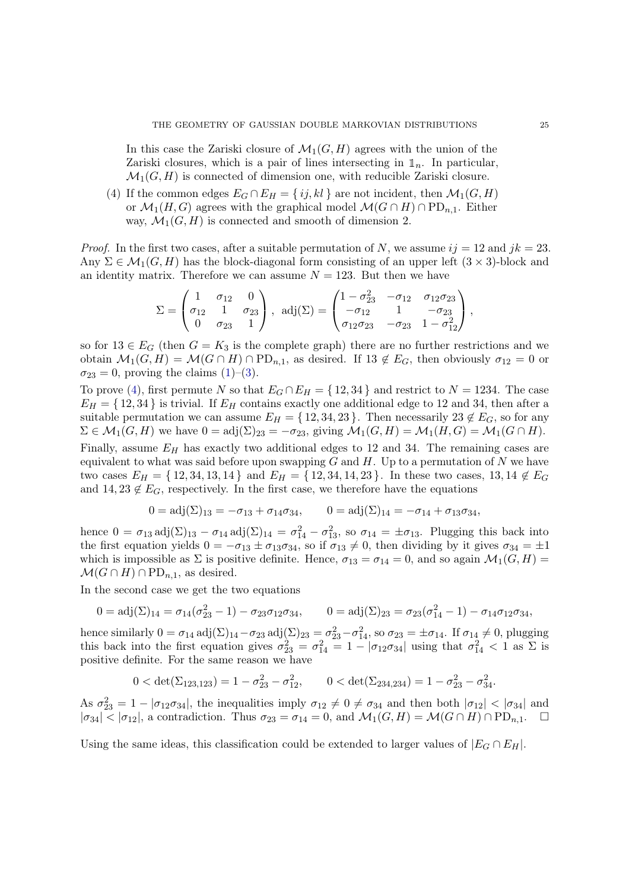In this case the Zariski closure of $\mathcal{M}_1(G,H)$ agrees with the union of the Zariski closures, which is a pair of lines intersecting in $\mathbb{1}_n$. In particular, $\mathcal{M}_1(G,H)$ is connected of dimension one, with reducible Zariski closure.

(4) If the common edges $E_G \cap E_H = \{ ij, kl \}$ are not incident, then $\mathcal{M}_1(G,H)$ or $\mathcal{M}_1(H,G)$ agrees with the graphical model $\mathcal{M}(G \cap H) \cap \mathrm{PD}_{n,1}$. Either way, $\mathcal{M}_1(G,H)$ is connected and smooth of dimension 2.

*Proof.* In the first two cases, after a suitable permutation of $N$, we assume $ij = 12$ and $jk = 23$. Any $\Sigma \in \mathcal{M}_1(G,H)$ has the block-diagonal form consisting of an upper left $(3\times 3)$-block and an identity matrix. Therefore we can assume $N = 123$. But then we have

$$\Sigma = \begin{pmatrix} 1 & \sigma_{12} & 0 \\ \sigma_{12} & 1 & \sigma_{23} \\ 0 & \sigma_{23} & 1 \end{pmatrix}, \ \mathrm{adj}(\Sigma) = \begin{pmatrix} 1-\sigma_{23}^2 & -\sigma_{12} & \sigma_{12}\sigma_{23} \\ -\sigma_{12} & 1 & -\sigma_{23} \\ \sigma_{12}\sigma_{23} & -\sigma_{23} & 1-\sigma_{12}^2 \end{pmatrix},$$

so for $13 \in E_G$ (then $G = K_3$ is the complete graph) there are no further restrictions and we obtain $\mathcal{M}_1(G,H) = \mathcal{M}(G \cap H) \cap \mathrm{PD}_{n,1}$, as desired. If $13 \notin E_G$, then obviously $\sigma_{12} = 0$ or $\sigma_{23} = 0$, proving the claims (1)–(3).

To prove (4), first permute $N$ so that $E_G \cap E_H = \{ 12, 34 \}$ and restrict to $N = 1234$. The case $E_H = \{ 12, 34 \}$ is trivial. If $E_H$ contains exactly one additional edge to 12 and 34, then after a suitable permutation we can assume $E_H = \{ 12, 34, 23 \}$. Then necessarily $23 \notin E_G$, so for any $\Sigma \in \mathcal{M}_1(G,H)$ we have $0 = \mathrm{adj}(\Sigma)_{23} = -\sigma_{23}$, giving $\mathcal{M}_1(G,H) = \mathcal{M}_1(H,G) = \mathcal{M}_1(G \cap H)$.

Finally, assume $E_H$ has exactly two additional edges to 12 and 34. The remaining cases are equivalent to what was said before upon swapping $G$ and $H$. Up to a permutation of $N$ we have two cases $E_H = \{ 12, 34, 13, 14 \}$ and $E_H = \{ 12, 34, 14, 23 \}$. In these two cases, $13, 14 \notin E_G$ and $14, 23 \notin E_G$, respectively. In the first case, we therefore have the equations

$$0 = \mathrm{adj}(\Sigma)_{13} = -\sigma_{13} + \sigma_{14}\sigma_{34}, \qquad 0 = \mathrm{adj}(\Sigma)_{14} = -\sigma_{14} + \sigma_{13}\sigma_{34},$$

hence $0 = \sigma_{13}\,\mathrm{adj}(\Sigma)_{13} - \sigma_{14}\,\mathrm{adj}(\Sigma)_{14} = \sigma_{14}^2 - \sigma_{13}^2$, so $\sigma_{14} = \pm\sigma_{13}$. Plugging this back into the first equation yields $0 = -\sigma_{13} \pm \sigma_{13}\sigma_{34}$, so if $\sigma_{13} \neq 0$, then dividing by it gives $\sigma_{34} = \pm 1$ which is impossible as $\Sigma$ is positive definite. Hence, $\sigma_{13} = \sigma_{14} = 0$, and so again $\mathcal{M}_1(G,H) = \mathcal{M}(G \cap H) \cap \mathrm{PD}_{n,1}$, as desired.

In the second case we get the two equations

$$0 = \mathrm{adj}(\Sigma)_{14} = \sigma_{14}(\sigma_{23}^2 - 1) - \sigma_{23}\sigma_{12}\sigma_{34}, \qquad 0 = \mathrm{adj}(\Sigma)_{23} = \sigma_{23}(\sigma_{14}^2 - 1) - \sigma_{14}\sigma_{12}\sigma_{34},$$

hence similarly $0 = \sigma_{14}\,\mathrm{adj}(\Sigma)_{14} - \sigma_{23}\,\mathrm{adj}(\Sigma)_{23} = \sigma_{23}^2 - \sigma_{14}^2$, so $\sigma_{23} = \pm\sigma_{14}$. If $\sigma_{14} \neq 0$, plugging this back into the first equation gives $\sigma_{23}^2 = \sigma_{14}^2 = 1 - |\sigma_{12}\sigma_{34}|$ using that $\sigma_{14}^2 < 1$ as $\Sigma$ is positive definite. For the same reason we have

$$0 < \det(\Sigma_{123,123}) = 1 - \sigma_{23}^2 - \sigma_{12}^2, \qquad 0 < \det(\Sigma_{234,234}) = 1 - \sigma_{23}^2 - \sigma_{34}^2.$$

As $\sigma_{23}^2 = 1 - |\sigma_{12}\sigma_{34}|$, the inequalities imply $\sigma_{12} \neq 0 \neq \sigma_{34}$ and then both $|\sigma_{12}| < |\sigma_{34}|$ and $|\sigma_{34}| < |\sigma_{12}|$, a contradiction. Thus $\sigma_{23} = \sigma_{14} = 0$, and $\mathcal{M}_1(G,H) = \mathcal{M}(G \cap H) \cap \mathrm{PD}_{n,1}$. $\square$

Using the same ideas, this classification could be extended to larger values of $|E_G \cap E_H|$.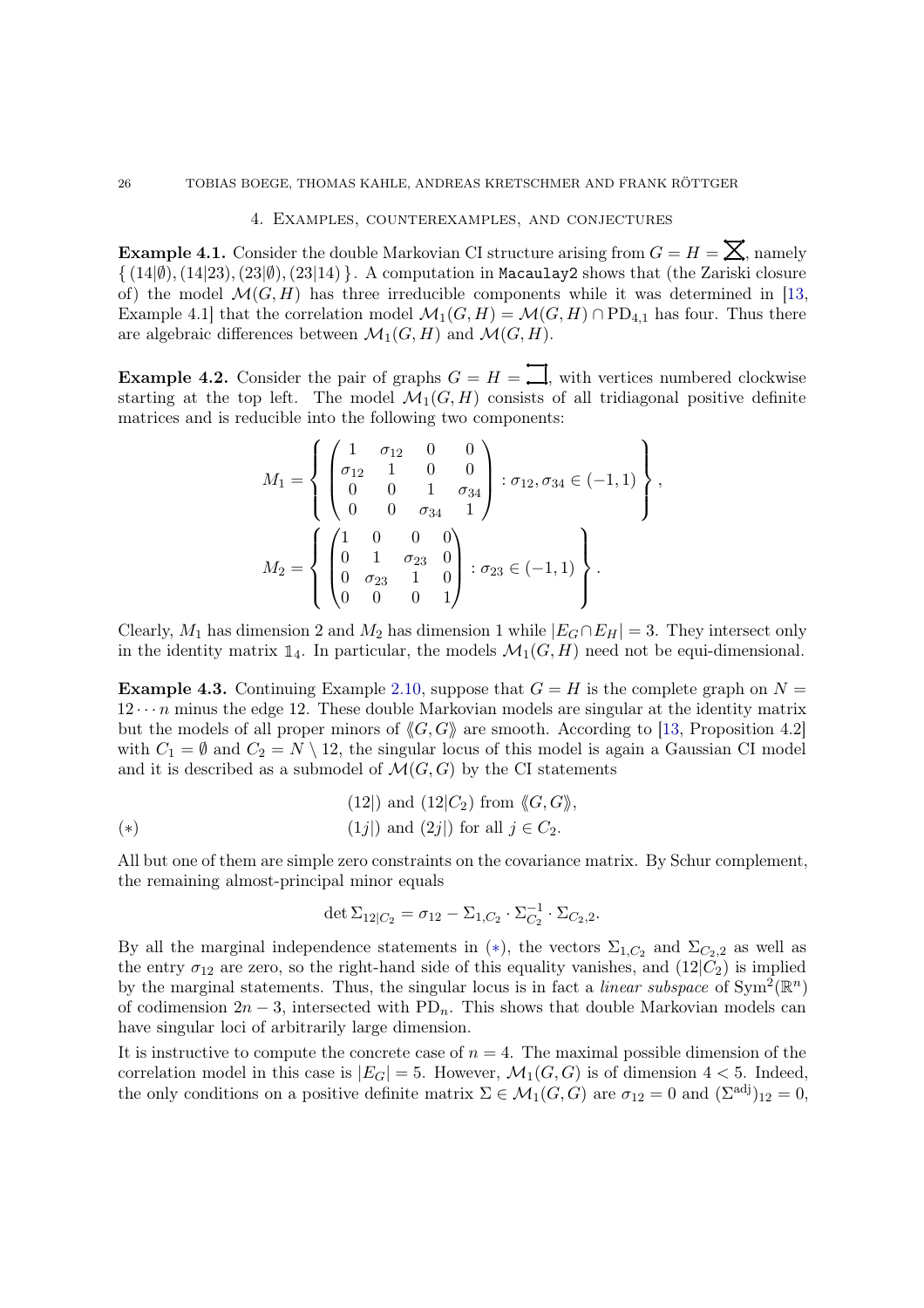## 4. Examples, counterexamples, and conjectures

**Example 4.1.** Consider the double Markovian CI structure arising from $G = H = \boxtimes$, namely $\{ (14|\emptyset), (14|23), (23|\emptyset), (23|14) \}$. A computation in `Macaulay2` shows that (the Zariski closure of) the model $\mathcal{M}(G,H)$ has three irreducible components while it was determined in [13, Example 4.1] that the correlation model $\mathcal{M}_1(G,H) = \mathcal{M}(G,H) \cap \mathrm{PD}_{4,1}$ has four. Thus there are algebraic differences between $\mathcal{M}_1(G,H)$ and $\mathcal{M}(G,H)$.

**Example 4.2.** Consider the pair of graphs $G = H = \sqcup$, with vertices numbered clockwise starting at the top left. The model $\mathcal{M}_1(G,H)$ consists of all tridiagonal positive definite matrices and is reducible into the following two components:

$$M_1 = \left\{ \begin{pmatrix} 1 & \sigma_{12} & 0 & 0 \\ \sigma_{12} & 1 & 0 & 0 \\ 0 & 0 & 1 & \sigma_{34} \\ 0 & 0 & \sigma_{34} & 1 \end{pmatrix} : \sigma_{12}, \sigma_{34} \in (-1,1) \right\},$$

$$M_2 = \left\{ \begin{pmatrix} 1 & 0 & 0 & 0 \\ 0 & 1 & \sigma_{23} & 0 \\ 0 & \sigma_{23} & 1 & 0 \\ 0 & 0 & 0 & 1 \end{pmatrix} : \sigma_{23} \in (-1,1) \right\}.$$

Clearly, $M_1$ has dimension 2 and $M_2$ has dimension 1 while $|E_G \cap E_H| = 3$. They intersect only in the identity matrix $\mathbb{1}_4$. In particular, the models $\mathcal{M}_1(G,H)$ need not be equi-dimensional.

**Example 4.3.** Continuing Example 2.10, suppose that $G = H$ is the complete graph on $N = 12 \cdots n$ minus the edge 12. These double Markovian models are singular at the identity matrix but the models of all proper minors of $\langle\!\langle G, G \rangle\!\rangle$ are smooth. According to [13, Proposition 4.2] with $C_1 = \emptyset$ and $C_2 = N \setminus 12$, the singular locus of this model is again a Gaussian CI model and it is described as a submodel of $\mathcal{M}(G,G)$ by the CI statements

$$(12|) \text{ and } (12|C_2) \text{ from } \langle\!\langle G, G \rangle\!\rangle,$$
$$(*) \qquad (1j|) \text{ and } (2j|) \text{ for all } j \in C_2.$$

All but one of them are simple zero constraints on the covariance matrix. By Schur complement, the remaining almost-principal minor equals

$$\det \Sigma_{12|C_2} = \sigma_{12} - \Sigma_{1,C_2} \cdot \Sigma_{C_2}^{-1} \cdot \Sigma_{C_2,2}.$$

By all the marginal independence statements in $(*)$, the vectors $\Sigma_{1,C_2}$ and $\Sigma_{C_2,2}$ as well as the entry $\sigma_{12}$ are zero, so the right-hand side of this equality vanishes, and $(12|C_2)$ is implied by the marginal statements. Thus, the singular locus is in fact a *linear subspace* of $\mathrm{Sym}^2(\mathbb{R}^n)$ of codimension $2n-3$, intersected with $\mathrm{PD}_n$. This shows that double Markovian models can have singular loci of arbitrarily large dimension.

It is instructive to compute the concrete case of $n = 4$. The maximal possible dimension of the correlation model in this case is $|E_G| = 5$. However, $\mathcal{M}_1(G,G)$ is of dimension $4 < 5$. Indeed, the only conditions on a positive definite matrix $\Sigma \in \mathcal{M}_1(G,G)$ are $\sigma_{12} = 0$ and $(\Sigma^{\mathrm{adj}})_{12} = 0$,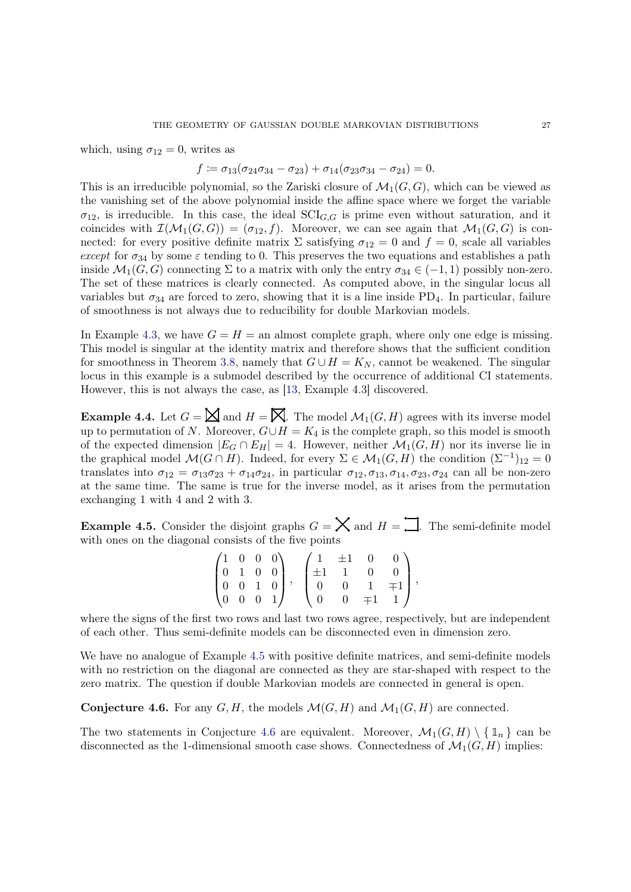which, using $\sigma_{12} = 0$, writes as

$$f \coloneqq \sigma_{13}(\sigma_{24}\sigma_{34} - \sigma_{23}) + \sigma_{14}(\sigma_{23}\sigma_{34} - \sigma_{24}) = 0.$$

This is an irreducible polynomial, so the Zariski closure of $\mathcal{M}_1(G, G)$, which can be viewed as the vanishing set of the above polynomial inside the affine space where we forget the variable $\sigma_{12}$, is irreducible. In this case, the ideal $\mathrm{SCI}_{G,G}$ is prime even without saturation, and it coincides with $\mathcal{I}(\mathcal{M}_1(G, G)) = (\sigma_{12}, f)$. Moreover, we can see again that $\mathcal{M}_1(G, G)$ is connected: for every positive definite matrix $\Sigma$ satisfying $\sigma_{12} = 0$ and $f = 0$, scale all variables *except* for $\sigma_{34}$ by some $\varepsilon$ tending to 0. This preserves the two equations and establishes a path inside $\mathcal{M}_1(G, G)$ connecting $\Sigma$ to a matrix with only the entry $\sigma_{34} \in (-1, 1)$ possibly non-zero. The set of these matrices is clearly connected. As computed above, in the singular locus all variables but $\sigma_{34}$ are forced to zero, showing that it is a line inside $\mathrm{PD}_4$. In particular, failure of smoothness is not always due to reducibility for double Markovian models.

In Example 4.3, we have $G = H =$ an almost complete graph, where only one edge is missing. This model is singular at the identity matrix and therefore shows that the sufficient condition for smoothness in Theorem 3.8, namely that $G \cup H = K_N$, cannot be weakened. The singular locus in this example is a submodel described by the occurrence of additional CI statements. However, this is not always the case, as [13, Example 4.3] discovered.

**Example 4.4.** Let $G = ⊠$ and $H = ⊠$. The model $\mathcal{M}_1(G, H)$ agrees with its inverse model up to permutation of $N$. Moreover, $G \cup H = K_4$ is the complete graph, so this model is smooth of the expected dimension $|E_G \cap E_H| = 4$. However, neither $\mathcal{M}_1(G, H)$ nor its inverse lie in the graphical model $\mathcal{M}(G \cap H)$. Indeed, for every $\Sigma \in \mathcal{M}_1(G, H)$ the condition $(\Sigma^{-1})_{12} = 0$ translates into $\sigma_{12} = \sigma_{13}\sigma_{23} + \sigma_{14}\sigma_{24}$, in particular $\sigma_{12}, \sigma_{13}, \sigma_{14}, \sigma_{23}, \sigma_{24}$ can all be non-zero at the same time. The same is true for the inverse model, as it arises from the permutation exchanging 1 with 4 and 2 with 3.

**Example 4.5.** Consider the disjoint graphs $G = ╳$ and $H = ⊐$. The semi-definite model with ones on the diagonal consists of the five points

$$\begin{pmatrix} 1 & 0 & 0 & 0 \\ 0 & 1 & 0 & 0 \\ 0 & 0 & 1 & 0 \\ 0 & 0 & 0 & 1 \end{pmatrix}, \quad \begin{pmatrix} 1 & \pm 1 & 0 & 0 \\ \pm 1 & 1 & 0 & 0 \\ 0 & 0 & 1 & \mp 1 \\ 0 & 0 & \mp 1 & 1 \end{pmatrix},$$

where the signs of the first two rows and last two rows agree, respectively, but are independent of each other. Thus semi-definite models can be disconnected even in dimension zero.

We have no analogue of Example 4.5 with positive definite matrices, and semi-definite models with no restriction on the diagonal are connected as they are star-shaped with respect to the zero matrix. The question if double Markovian models are connected in general is open.

**Conjecture 4.6.** For any $G, H$, the models $\mathcal{M}(G, H)$ and $\mathcal{M}_1(G, H)$ are connected.

The two statements in Conjecture 4.6 are equivalent. Moreover, $\mathcal{M}_1(G, H) \setminus \{ \mathbb{1}_n \}$ can be disconnected as the 1-dimensional smooth case shows. Connectedness of $\mathcal{M}_1(G, H)$ implies: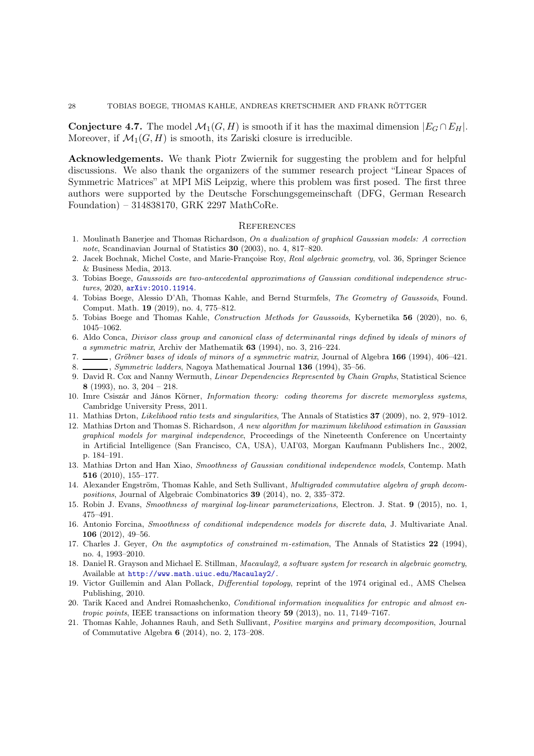**Conjecture 4.7.** The model $\mathcal{M}_1(G, H)$ is smooth if it has the maximal dimension $|E_G \cap E_H|$. Moreover, if $\mathcal{M}_1(G, H)$ is smooth, its Zariski closure is irreducible.

**Acknowledgements.** We thank Piotr Zwiernik for suggesting the problem and for helpful discussions. We also thank the organizers of the summer research project "Linear Spaces of Symmetric Matrices" at MPI MiS Leipzig, where this problem was first posed. The first three authors were supported by the Deutsche Forschungsgemeinschaft (DFG, German Research Foundation) – 314838170, GRK 2297 MathCoRe.

## References

1. Moulinath Banerjee and Thomas Richardson, *On a dualization of graphical Gaussian models: A correction note*, Scandinavian Journal of Statistics **30** (2003), no. 4, 817–820.
2. Jacek Bochnak, Michel Coste, and Marie-Françoise Roy, *Real algebraic geometry*, vol. 36, Springer Science & Business Media, 2013.
3. Tobias Boege, *Gaussoids are two-antecedental approximations of Gaussian conditional independence structures*, 2020, arXiv:2010.11914.
4. Tobias Boege, Alessio D'Alì, Thomas Kahle, and Bernd Sturmfels, *The Geometry of Gaussoids*, Found. Comput. Math. **19** (2019), no. 4, 775–812.
5. Tobias Boege and Thomas Kahle, *Construction Methods for Gaussoids*, Kybernetika **56** (2020), no. 6, 1045–1062.
6. Aldo Conca, *Divisor class group and canonical class of determinantal rings defined by ideals of minors of a symmetric matrix*, Archiv der Mathematik **63** (1994), no. 3, 216–224.
7. ______, *Gröbner bases of ideals of minors of a symmetric matrix*, Journal of Algebra **166** (1994), 406–421.
8. ______, *Symmetric ladders*, Nagoya Mathematical Journal **136** (1994), 35–56.
9. David R. Cox and Nanny Wermuth, *Linear Dependencies Represented by Chain Graphs*, Statistical Science **8** (1993), no. 3, 204 – 218.
10. Imre Csiszár and János Körner, *Information theory: coding theorems for discrete memoryless systems*, Cambridge University Press, 2011.
11. Mathias Drton, *Likelihood ratio tests and singularities*, The Annals of Statistics **37** (2009), no. 2, 979–1012.
12. Mathias Drton and Thomas S. Richardson, *A new algorithm for maximum likelihood estimation in Gaussian graphical models for marginal independence*, Proceedings of the Nineteenth Conference on Uncertainty in Artificial Intelligence (San Francisco, CA, USA), UAI'03, Morgan Kaufmann Publishers Inc., 2002, p. 184–191.
13. Mathias Drton and Han Xiao, *Smoothness of Gaussian conditional independence models*, Contemp. Math **516** (2010), 155–177.
14. Alexander Engström, Thomas Kahle, and Seth Sullivant, *Multigraded commutative algebra of graph decompositions*, Journal of Algebraic Combinatorics **39** (2014), no. 2, 335–372.
15. Robin J. Evans, *Smoothness of marginal log-linear parameterizations*, Electron. J. Stat. **9** (2015), no. 1, 475–491.
16. Antonio Forcina, *Smoothness of conditional independence models for discrete data*, J. Multivariate Anal. **106** (2012), 49–56.
17. Charles J. Geyer, *On the asymptotics of constrained m-estimation*, The Annals of Statistics **22** (1994), no. 4, 1993–2010.
18. Daniel R. Grayson and Michael E. Stillman, *Macaulay2, a software system for research in algebraic geometry*, Available at http://www.math.uiuc.edu/Macaulay2/.
19. Victor Guillemin and Alan Pollack, *Differential topology*, reprint of the 1974 original ed., AMS Chelsea Publishing, 2010.
20. Tarik Kaced and Andrei Romashchenko, *Conditional information inequalities for entropic and almost entropic points*, IEEE transactions on information theory **59** (2013), no. 11, 7149–7167.
21. Thomas Kahle, Johannes Rauh, and Seth Sullivant, *Positive margins and primary decomposition*, Journal of Commutative Algebra **6** (2014), no. 2, 173–208.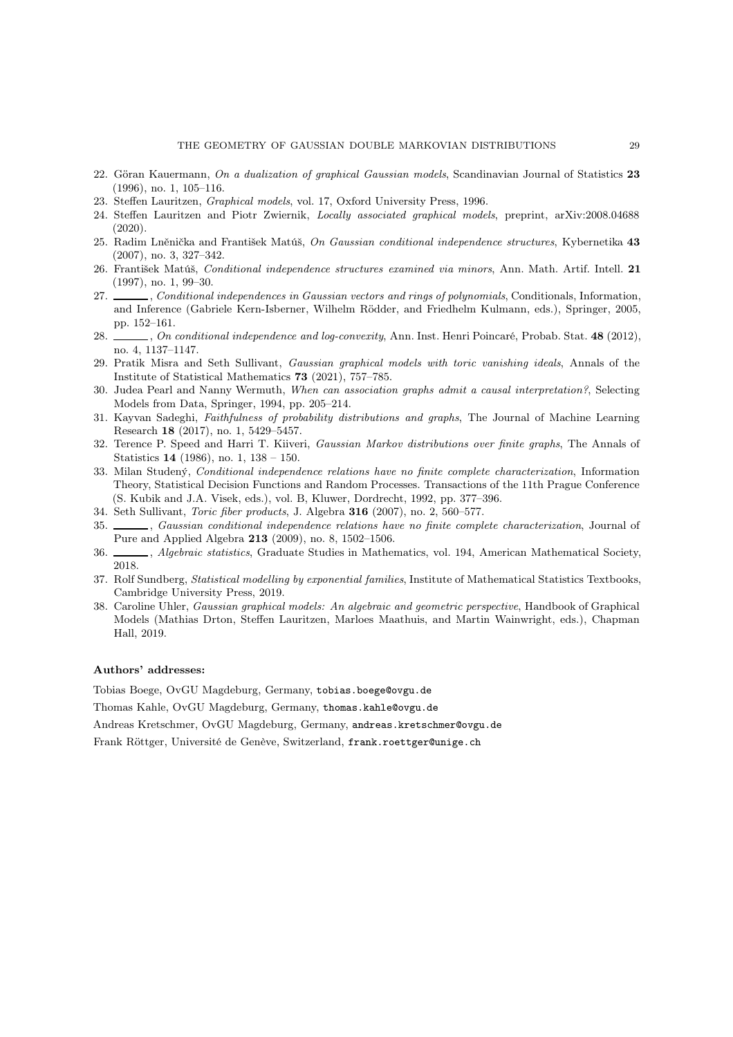22. Göran Kauermann, *On a dualization of graphical Gaussian models*, Scandinavian Journal of Statistics **23** (1996), no. 1, 105–116.
23. Steffen Lauritzen, *Graphical models*, vol. 17, Oxford University Press, 1996.
24. Steffen Lauritzen and Piotr Zwiernik, *Locally associated graphical models*, preprint, arXiv:2008.04688 (2020).
25. Radim Lněnička and František Matúš, *On Gaussian conditional independence structures*, Kybernetika **43** (2007), no. 3, 327–342.
26. František Matúš, *Conditional independence structures examined via minors*, Ann. Math. Artif. Intell. **21** (1997), no. 1, 99–30.
27. ______, *Conditional independences in Gaussian vectors and rings of polynomials*, Conditionals, Information, and Inference (Gabriele Kern-Isberner, Wilhelm Rödder, and Friedhelm Kulmann, eds.), Springer, 2005, pp. 152–161.
28. ______, *On conditional independence and log-convexity*, Ann. Inst. Henri Poincaré, Probab. Stat. **48** (2012), no. 4, 1137–1147.
29. Pratik Misra and Seth Sullivant, *Gaussian graphical models with toric vanishing ideals*, Annals of the Institute of Statistical Mathematics **73** (2021), 757–785.
30. Judea Pearl and Nanny Wermuth, *When can association graphs admit a causal interpretation?*, Selecting Models from Data, Springer, 1994, pp. 205–214.
31. Kayvan Sadeghi, *Faithfulness of probability distributions and graphs*, The Journal of Machine Learning Research **18** (2017), no. 1, 5429–5457.
32. Terence P. Speed and Harri T. Kiiveri, *Gaussian Markov distributions over finite graphs*, The Annals of Statistics **14** (1986), no. 1, 138 – 150.
33. Milan Studený, *Conditional independence relations have no finite complete characterization*, Information Theory, Statistical Decision Functions and Random Processes. Transactions of the 11th Prague Conference (S. Kubik and J.A. Visek, eds.), vol. B, Kluwer, Dordrecht, 1992, pp. 377–396.
34. Seth Sullivant, *Toric fiber products*, J. Algebra **316** (2007), no. 2, 560–577.
35. ______, *Gaussian conditional independence relations have no finite complete characterization*, Journal of Pure and Applied Algebra **213** (2009), no. 8, 1502–1506.
36. ______, *Algebraic statistics*, Graduate Studies in Mathematics, vol. 194, American Mathematical Society, 2018.
37. Rolf Sundberg, *Statistical modelling by exponential families*, Institute of Mathematical Statistics Textbooks, Cambridge University Press, 2019.
38. Caroline Uhler, *Gaussian graphical models: An algebraic and geometric perspective*, Handbook of Graphical Models (Mathias Drton, Steffen Lauritzen, Marloes Maathuis, and Martin Wainwright, eds.), Chapman Hall, 2019.

**Authors' addresses:**

Tobias Boege, OvGU Magdeburg, Germany, tobias.boege@ovgu.de

Thomas Kahle, OvGU Magdeburg, Germany, thomas.kahle@ovgu.de

Andreas Kretschmer, OvGU Magdeburg, Germany, andreas.kretschmer@ovgu.de

Frank Röttger, Université de Genève, Switzerland, frank.roettger@unige.ch